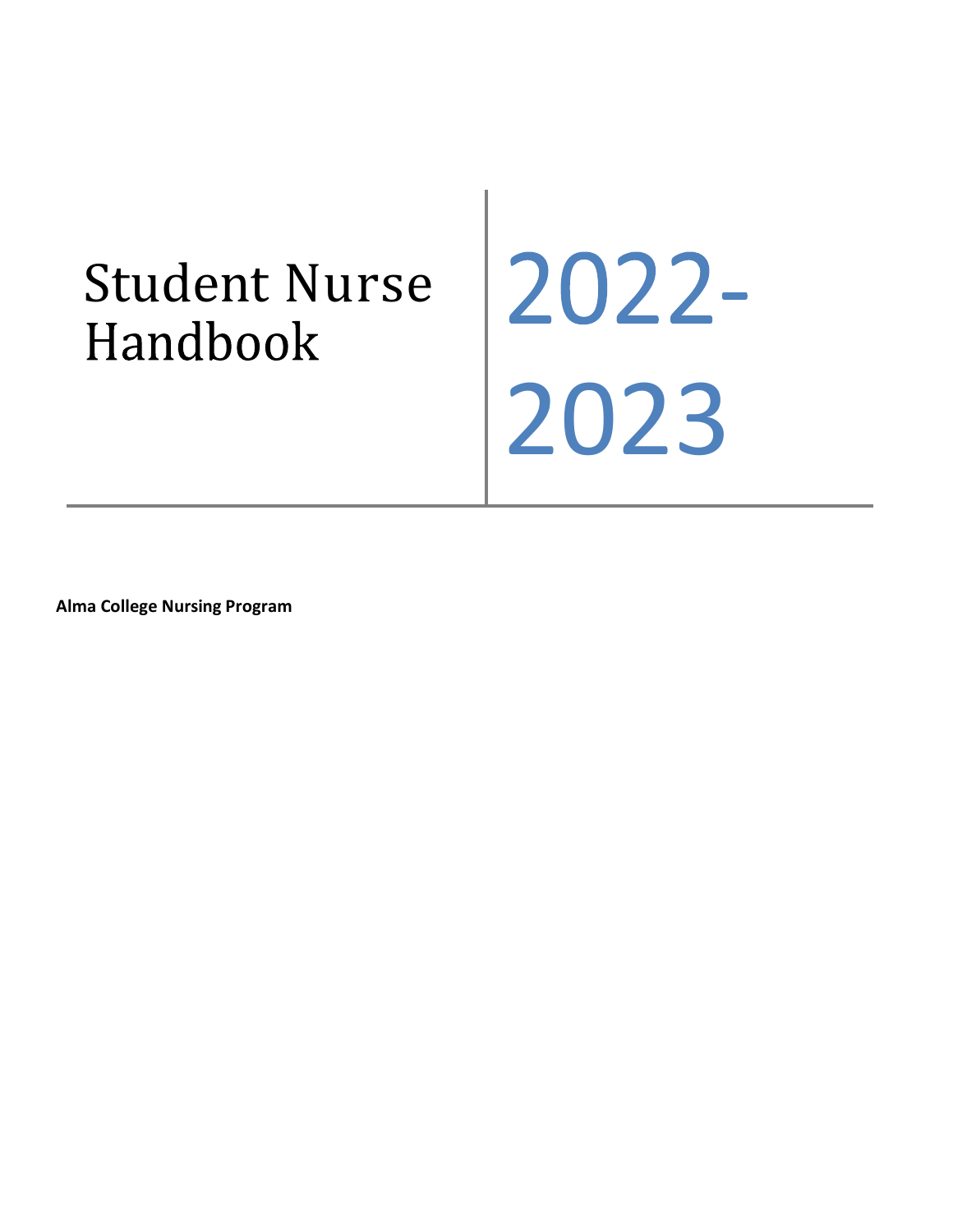# Student Nurse Handbook

# 2022-2023

**Alma College Nursing Program**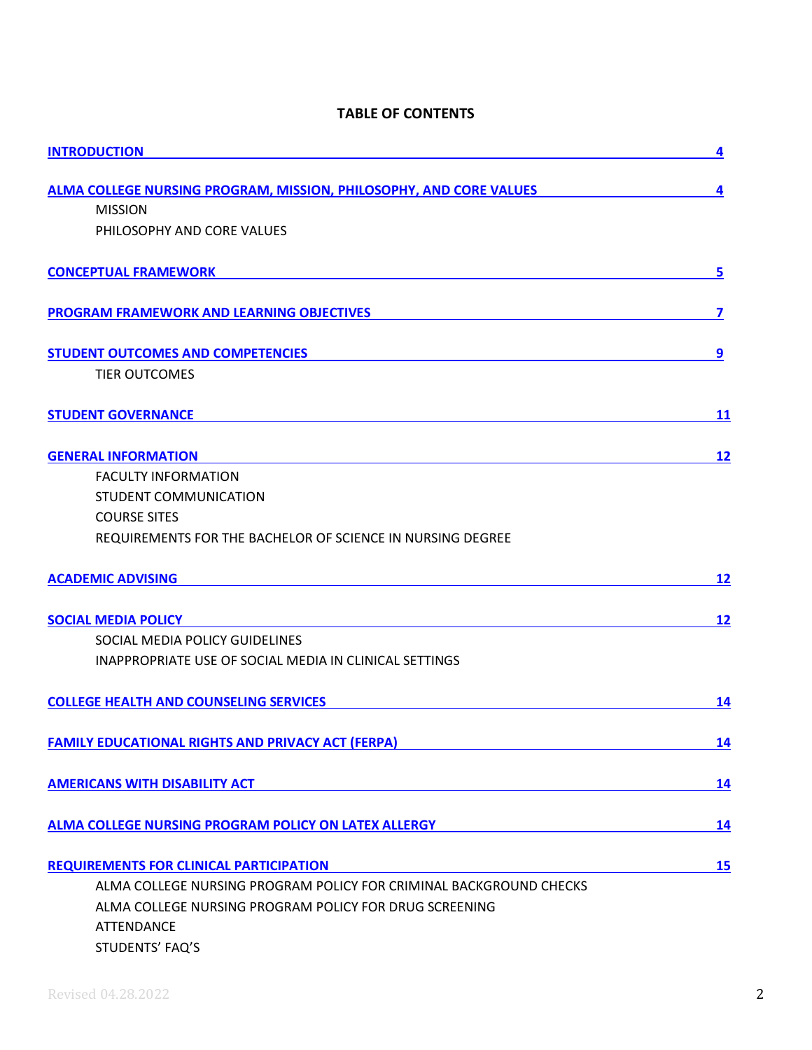**TABLE OF CONTENTS**

| | |
|---|---|
| **INTRODUCTION** | **4** |
| **ALMA COLLEGE NURSING PROGRAM, MISSION, PHILOSOPHY, AND CORE VALUES** | **4** |
| MISSION | |
| PHILOSOPHY AND CORE VALUES | |
| **CONCEPTUAL FRAMEWORK** | **5** |
| **PROGRAM FRAMEWORK AND LEARNING OBJECTIVES** | **7** |
| **STUDENT OUTCOMES AND COMPETENCIES** | **9** |
| TIER OUTCOMES | |
| **STUDENT GOVERNANCE** | **11** |
| **GENERAL INFORMATION** | **12** |
| FACULTY INFORMATION | |
| STUDENT COMMUNICATION | |
| COURSE SITES | |
| REQUIREMENTS FOR THE BACHELOR OF SCIENCE IN NURSING DEGREE | |
| **ACADEMIC ADVISING** | **12** |
| **SOCIAL MEDIA POLICY** | **12** |
| SOCIAL MEDIA POLICY GUIDELINES | |
| INAPPROPRIATE USE OF SOCIAL MEDIA IN CLINICAL SETTINGS | |
| **COLLEGE HEALTH AND COUNSELING SERVICES** | **14** |
| **FAMILY EDUCATIONAL RIGHTS AND PRIVACY ACT (FERPA)** | **14** |
| **AMERICANS WITH DISABILITY ACT** | **14** |
| **ALMA COLLEGE NURSING PROGRAM POLICY ON LATEX ALLERGY** | **14** |
| **REQUIREMENTS FOR CLINICAL PARTICIPATION** | **15** |
| ALMA COLLEGE NURSING PROGRAM POLICY FOR CRIMINAL BACKGROUND CHECKS | |
| ALMA COLLEGE NURSING PROGRAM POLICY FOR DRUG SCREENING | |
| ATTENDANCE | |
| STUDENTS' FAQ'S | |

Revised 04.28.2022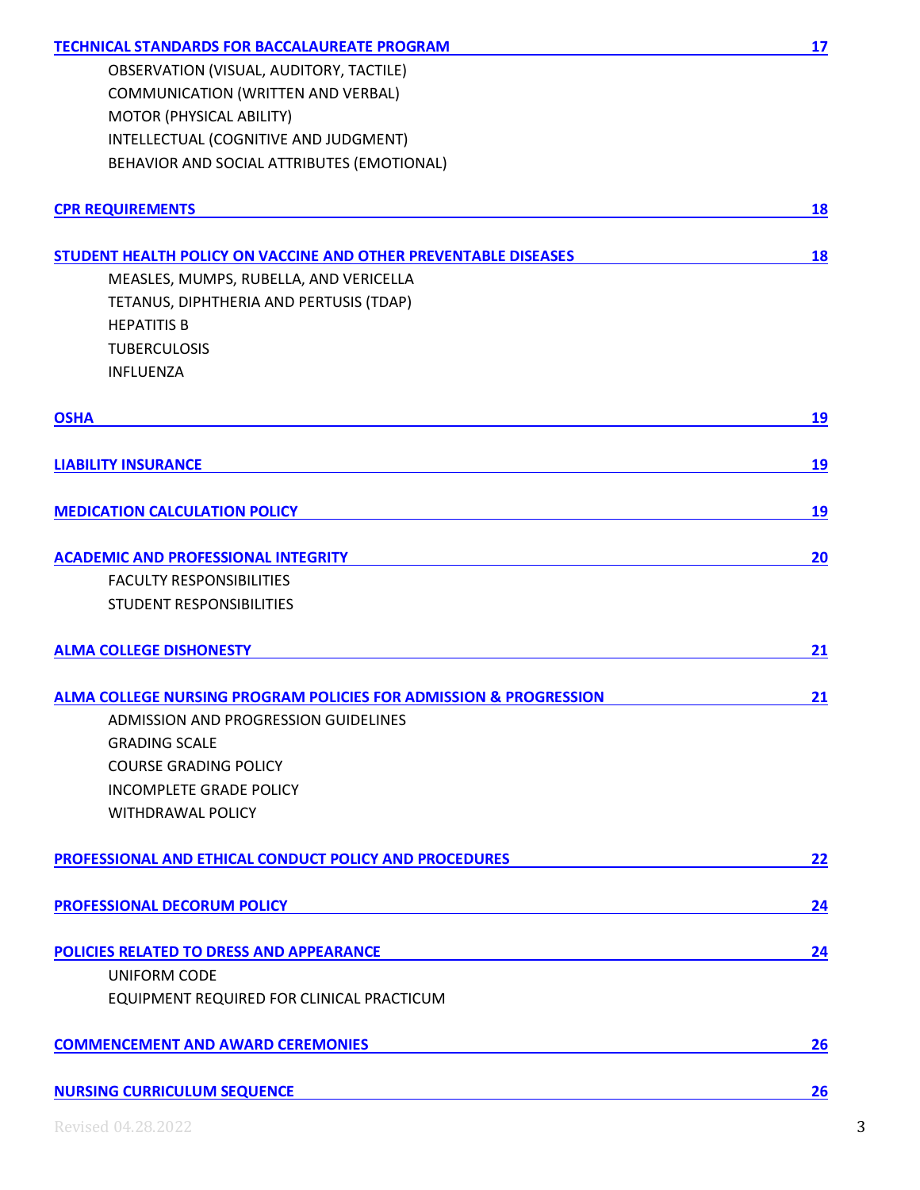[TECHNICAL STANDARDS FOR BACCALAUREATE PROGRAM](#) 17

- OBSERVATION (VISUAL, AUDITORY, TACTILE)
- COMMUNICATION (WRITTEN AND VERBAL)
- MOTOR (PHYSICAL ABILITY)
- INTELLECTUAL (COGNITIVE AND JUDGMENT)
- BEHAVIOR AND SOCIAL ATTRIBUTES (EMOTIONAL)

[CPR REQUIREMENTS](#) 18

[STUDENT HEALTH POLICY ON VACCINE AND OTHER PREVENTABLE DISEASES](#) 18

- MEASLES, MUMPS, RUBELLA, AND VERICELLA
- TETANUS, DIPHTHERIA AND PERTUSIS (TDAP)
- HEPATITIS B
- TUBERCULOSIS
- INFLUENZA

[OSHA](#) 19

[LIABILITY INSURANCE](#) 19

[MEDICATION CALCULATION POLICY](#) 19

[ACADEMIC AND PROFESSIONAL INTEGRITY](#) 20

- FACULTY RESPONSIBILITIES
- STUDENT RESPONSIBILITIES

[ALMA COLLEGE DISHONESTY](#) 21

[ALMA COLLEGE NURSING PROGRAM POLICIES FOR ADMISSION & PROGRESSION](#) 21

- ADMISSION AND PROGRESSION GUIDELINES
- GRADING SCALE
- COURSE GRADING POLICY
- INCOMPLETE GRADE POLICY
- WITHDRAWAL POLICY

[PROFESSIONAL AND ETHICAL CONDUCT POLICY AND PROCEDURES](#) 22

[PROFESSIONAL DECORUM POLICY](#) 24

[POLICIES RELATED TO DRESS AND APPEARANCE](#) 24

- UNIFORM CODE
- EQUIPMENT REQUIRED FOR CLINICAL PRACTICUM

[COMMENCEMENT AND AWARD CEREMONIES](#) 26

[NURSING CURRICULUM SEQUENCE](#) 26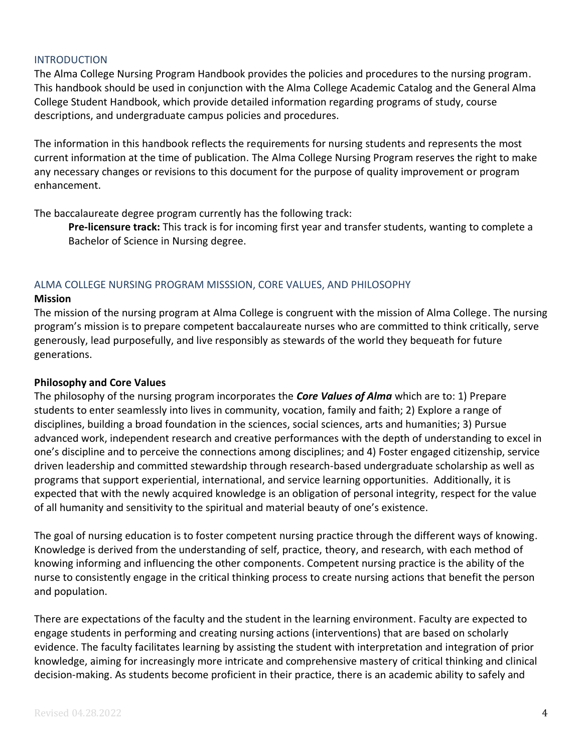## INTRODUCTION

The Alma College Nursing Program Handbook provides the policies and procedures to the nursing program. This handbook should be used in conjunction with the Alma College Academic Catalog and the General Alma College Student Handbook, which provide detailed information regarding programs of study, course descriptions, and undergraduate campus policies and procedures.

The information in this handbook reflects the requirements for nursing students and represents the most current information at the time of publication. The Alma College Nursing Program reserves the right to make any necessary changes or revisions to this document for the purpose of quality improvement or program enhancement.

The baccalaureate degree program currently has the following track:

> **Pre-licensure track:** This track is for incoming first year and transfer students, wanting to complete a Bachelor of Science in Nursing degree.

## ALMA COLLEGE NURSING PROGRAM MISSSION, CORE VALUES, AND PHILOSOPHY

### Mission

The mission of the nursing program at Alma College is congruent with the mission of Alma College. The nursing program's mission is to prepare competent baccalaureate nurses who are committed to think critically, serve generously, lead purposefully, and live responsibly as stewards of the world they bequeath for future generations.

### Philosophy and Core Values

The philosophy of the nursing program incorporates the ***Core Values of Alma*** which are to: 1) Prepare students to enter seamlessly into lives in community, vocation, family and faith; 2) Explore a range of disciplines, building a broad foundation in the sciences, social sciences, arts and humanities; 3) Pursue advanced work, independent research and creative performances with the depth of understanding to excel in one's discipline and to perceive the connections among disciplines; and 4) Foster engaged citizenship, service driven leadership and committed stewardship through research-based undergraduate scholarship as well as programs that support experiential, international, and service learning opportunities. Additionally, it is expected that with the newly acquired knowledge is an obligation of personal integrity, respect for the value of all humanity and sensitivity to the spiritual and material beauty of one's existence.

The goal of nursing education is to foster competent nursing practice through the different ways of knowing. Knowledge is derived from the understanding of self, practice, theory, and research, with each method of knowing informing and influencing the other components. Competent nursing practice is the ability of the nurse to consistently engage in the critical thinking process to create nursing actions that benefit the person and population.

There are expectations of the faculty and the student in the learning environment. Faculty are expected to engage students in performing and creating nursing actions (interventions) that are based on scholarly evidence. The faculty facilitates learning by assisting the student with interpretation and integration of prior knowledge, aiming for increasingly more intricate and comprehensive mastery of critical thinking and clinical decision-making. As students become proficient in their practice, there is an academic ability to safely and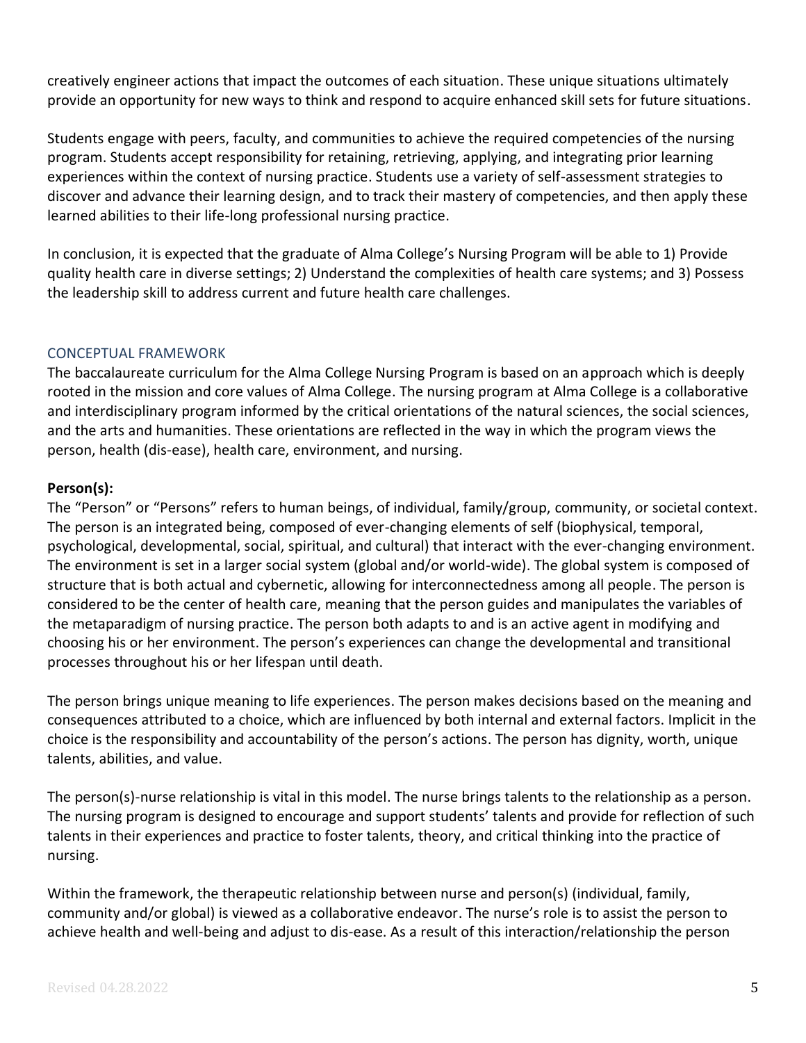creatively engineer actions that impact the outcomes of each situation. These unique situations ultimately provide an opportunity for new ways to think and respond to acquire enhanced skill sets for future situations.

Students engage with peers, faculty, and communities to achieve the required competencies of the nursing program. Students accept responsibility for retaining, retrieving, applying, and integrating prior learning experiences within the context of nursing practice. Students use a variety of self-assessment strategies to discover and advance their learning design, and to track their mastery of competencies, and then apply these learned abilities to their life-long professional nursing practice.

In conclusion, it is expected that the graduate of Alma College's Nursing Program will be able to 1) Provide quality health care in diverse settings; 2) Understand the complexities of health care systems; and 3) Possess the leadership skill to address current and future health care challenges.

## CONCEPTUAL FRAMEWORK

The baccalaureate curriculum for the Alma College Nursing Program is based on an approach which is deeply rooted in the mission and core values of Alma College. The nursing program at Alma College is a collaborative and interdisciplinary program informed by the critical orientations of the natural sciences, the social sciences, and the arts and humanities. These orientations are reflected in the way in which the program views the person, health (dis-ease), health care, environment, and nursing.

**Person(s):**

The "Person" or "Persons" refers to human beings, of individual, family/group, community, or societal context. The person is an integrated being, composed of ever-changing elements of self (biophysical, temporal, psychological, developmental, social, spiritual, and cultural) that interact with the ever-changing environment. The environment is set in a larger social system (global and/or world-wide). The global system is composed of structure that is both actual and cybernetic, allowing for interconnectedness among all people. The person is considered to be the center of health care, meaning that the person guides and manipulates the variables of the metaparadigm of nursing practice. The person both adapts to and is an active agent in modifying and choosing his or her environment. The person's experiences can change the developmental and transitional processes throughout his or her lifespan until death.

The person brings unique meaning to life experiences. The person makes decisions based on the meaning and consequences attributed to a choice, which are influenced by both internal and external factors. Implicit in the choice is the responsibility and accountability of the person's actions. The person has dignity, worth, unique talents, abilities, and value.

The person(s)-nurse relationship is vital in this model. The nurse brings talents to the relationship as a person. The nursing program is designed to encourage and support students' talents and provide for reflection of such talents in their experiences and practice to foster talents, theory, and critical thinking into the practice of nursing.

Within the framework, the therapeutic relationship between nurse and person(s) (individual, family, community and/or global) is viewed as a collaborative endeavor. The nurse's role is to assist the person to achieve health and well-being and adjust to dis-ease. As a result of this interaction/relationship the person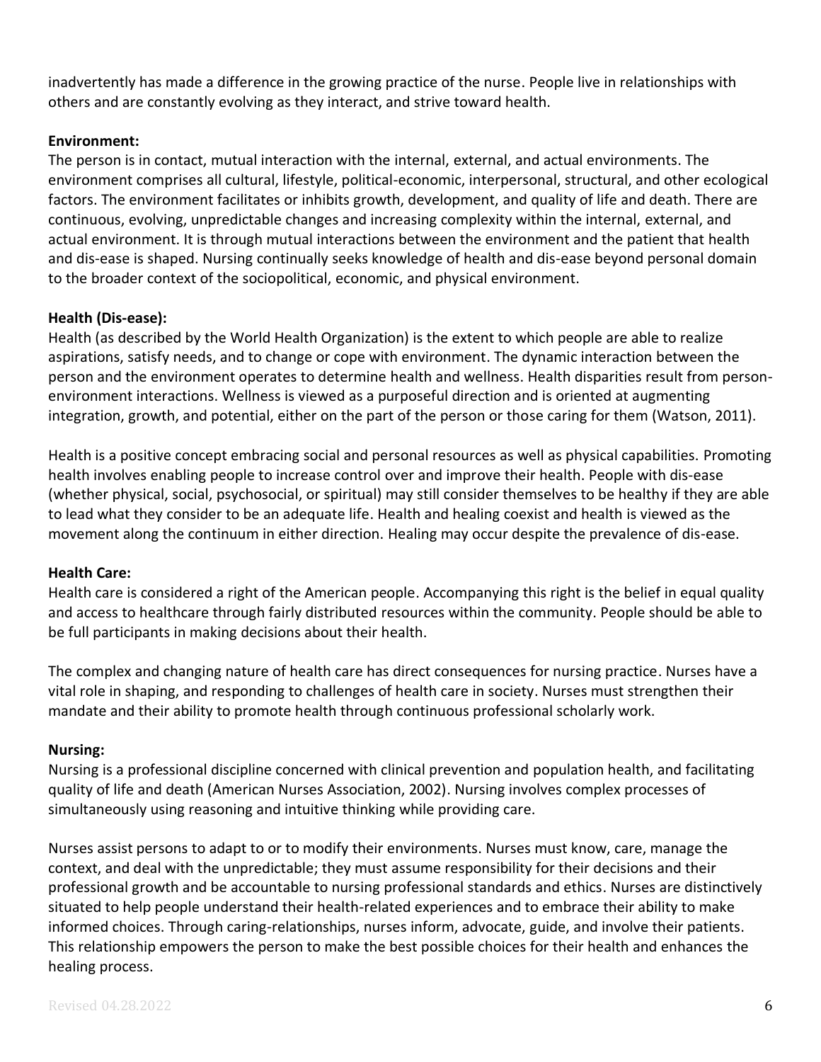inadvertently has made a difference in the growing practice of the nurse. People live in relationships with others and are constantly evolving as they interact, and strive toward health.

**Environment:**

The person is in contact, mutual interaction with the internal, external, and actual environments. The environment comprises all cultural, lifestyle, political-economic, interpersonal, structural, and other ecological factors. The environment facilitates or inhibits growth, development, and quality of life and death. There are continuous, evolving, unpredictable changes and increasing complexity within the internal, external, and actual environment. It is through mutual interactions between the environment and the patient that health and dis-ease is shaped. Nursing continually seeks knowledge of health and dis-ease beyond personal domain to the broader context of the sociopolitical, economic, and physical environment.

**Health (Dis-ease):**

Health (as described by the World Health Organization) is the extent to which people are able to realize aspirations, satisfy needs, and to change or cope with environment. The dynamic interaction between the person and the environment operates to determine health and wellness. Health disparities result from person-environment interactions. Wellness is viewed as a purposeful direction and is oriented at augmenting integration, growth, and potential, either on the part of the person or those caring for them (Watson, 2011).

Health is a positive concept embracing social and personal resources as well as physical capabilities. Promoting health involves enabling people to increase control over and improve their health. People with dis-ease (whether physical, social, psychosocial, or spiritual) may still consider themselves to be healthy if they are able to lead what they consider to be an adequate life. Health and healing coexist and health is viewed as the movement along the continuum in either direction. Healing may occur despite the prevalence of dis-ease.

**Health Care:**

Health care is considered a right of the American people. Accompanying this right is the belief in equal quality and access to healthcare through fairly distributed resources within the community. People should be able to be full participants in making decisions about their health.

The complex and changing nature of health care has direct consequences for nursing practice. Nurses have a vital role in shaping, and responding to challenges of health care in society. Nurses must strengthen their mandate and their ability to promote health through continuous professional scholarly work.

**Nursing:**

Nursing is a professional discipline concerned with clinical prevention and population health, and facilitating quality of life and death (American Nurses Association, 2002). Nursing involves complex processes of simultaneously using reasoning and intuitive thinking while providing care.

Nurses assist persons to adapt to or to modify their environments. Nurses must know, care, manage the context, and deal with the unpredictable; they must assume responsibility for their decisions and their professional growth and be accountable to nursing professional standards and ethics. Nurses are distinctively situated to help people understand their health-related experiences and to embrace their ability to make informed choices. Through caring-relationships, nurses inform, advocate, guide, and involve their patients. This relationship empowers the person to make the best possible choices for their health and enhances the healing process.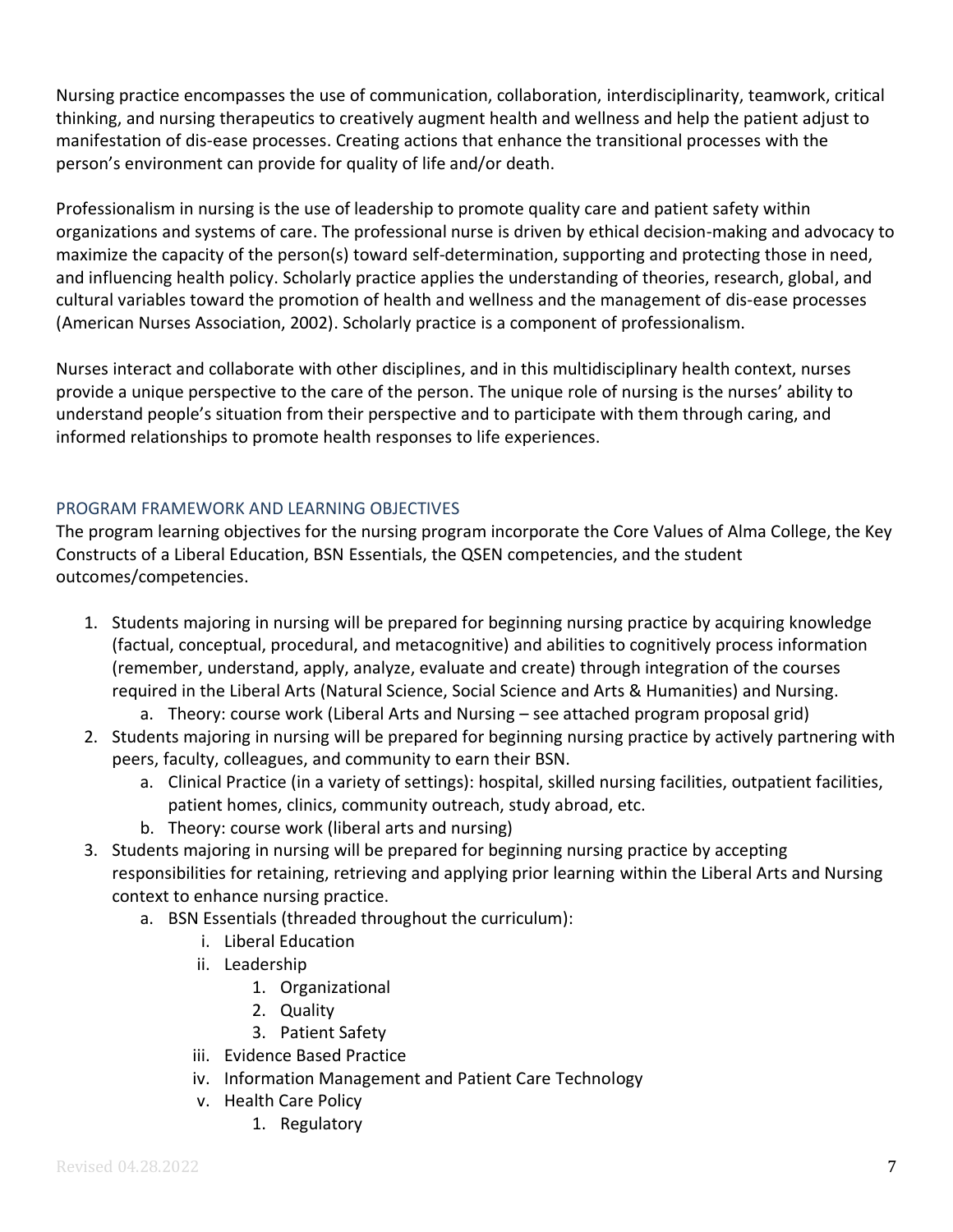Nursing practice encompasses the use of communication, collaboration, interdisciplinarity, teamwork, critical thinking, and nursing therapeutics to creatively augment health and wellness and help the patient adjust to manifestation of dis-ease processes. Creating actions that enhance the transitional processes with the person's environment can provide for quality of life and/or death.

Professionalism in nursing is the use of leadership to promote quality care and patient safety within organizations and systems of care. The professional nurse is driven by ethical decision-making and advocacy to maximize the capacity of the person(s) toward self-determination, supporting and protecting those in need, and influencing health policy. Scholarly practice applies the understanding of theories, research, global, and cultural variables toward the promotion of health and wellness and the management of dis-ease processes (American Nurses Association, 2002). Scholarly practice is a component of professionalism.

Nurses interact and collaborate with other disciplines, and in this multidisciplinary health context, nurses provide a unique perspective to the care of the person. The unique role of nursing is the nurses' ability to understand people's situation from their perspective and to participate with them through caring, and informed relationships to promote health responses to life experiences.

## PROGRAM FRAMEWORK AND LEARNING OBJECTIVES

The program learning objectives for the nursing program incorporate the Core Values of Alma College, the Key Constructs of a Liberal Education, BSN Essentials, the QSEN competencies, and the student outcomes/competencies.

1. Students majoring in nursing will be prepared for beginning nursing practice by acquiring knowledge (factual, conceptual, procedural, and metacognitive) and abilities to cognitively process information (remember, understand, apply, analyze, evaluate and create) through integration of the courses required in the Liberal Arts (Natural Science, Social Science and Arts & Humanities) and Nursing.
   a. Theory: course work (Liberal Arts and Nursing – see attached program proposal grid)
2. Students majoring in nursing will be prepared for beginning nursing practice by actively partnering with peers, faculty, colleagues, and community to earn their BSN.
   a. Clinical Practice (in a variety of settings): hospital, skilled nursing facilities, outpatient facilities, patient homes, clinics, community outreach, study abroad, etc.
   b. Theory: course work (liberal arts and nursing)
3. Students majoring in nursing will be prepared for beginning nursing practice by accepting responsibilities for retaining, retrieving and applying prior learning within the Liberal Arts and Nursing context to enhance nursing practice.
   a. BSN Essentials (threaded throughout the curriculum):
      i. Liberal Education
      ii. Leadership
         1. Organizational
         2. Quality
         3. Patient Safety
      iii. Evidence Based Practice
      iv. Information Management and Patient Care Technology
      v. Health Care Policy
         1. Regulatory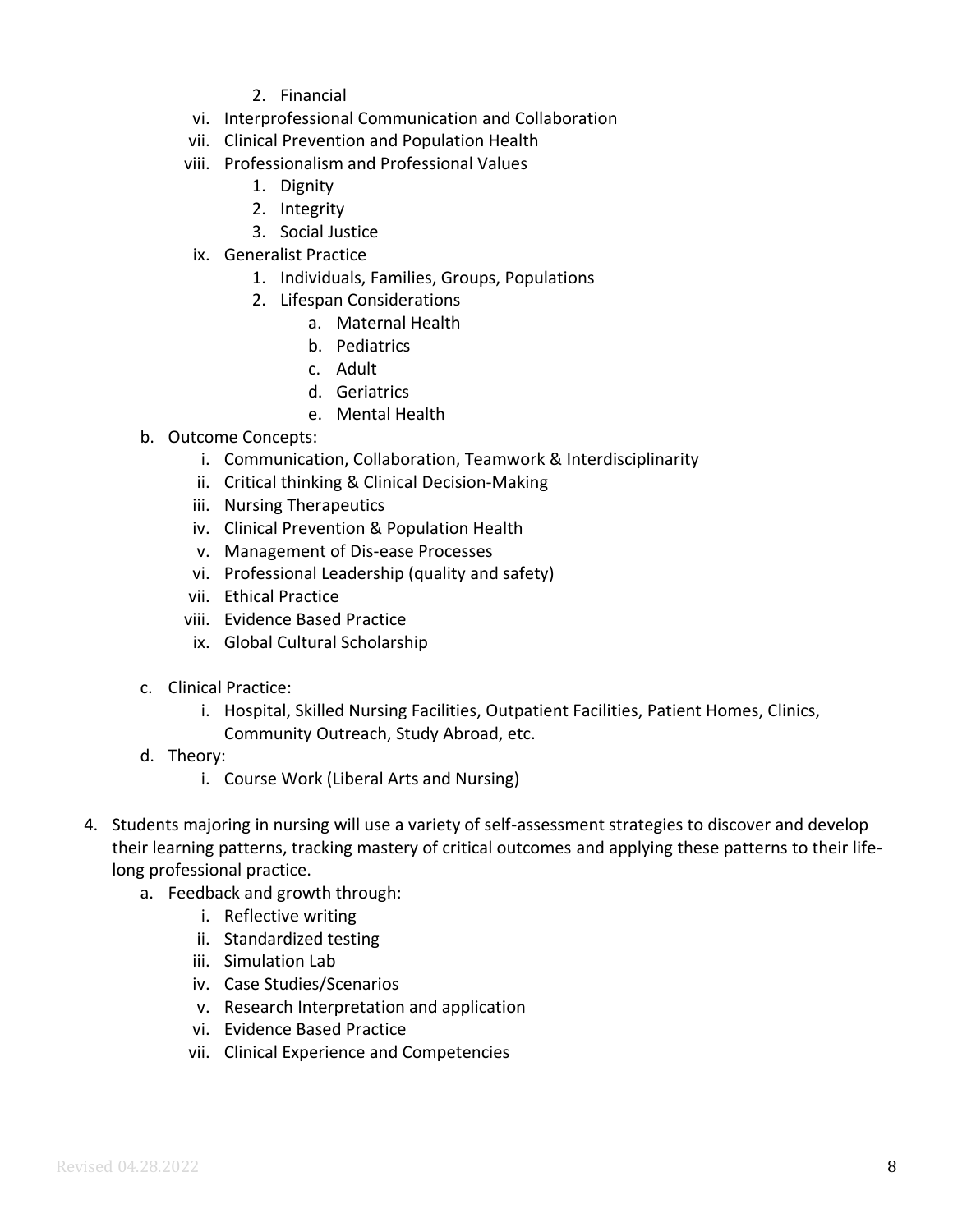2. Financial

   vi. Interprofessional Communication and Collaboration
   vii. Clinical Prevention and Population Health
   viii. Professionalism and Professional Values
      1. Dignity
      2. Integrity
      3. Social Justice
   ix. Generalist Practice
      1. Individuals, Families, Groups, Populations
      2. Lifespan Considerations
         a. Maternal Health
         b. Pediatrics
         c. Adult
         d. Geriatrics
         e. Mental Health

b. Outcome Concepts:
   i. Communication, Collaboration, Teamwork & Interdisciplinarity
   ii. Critical thinking & Clinical Decision-Making
   iii. Nursing Therapeutics
   iv. Clinical Prevention & Population Health
   v. Management of Dis-ease Processes
   vi. Professional Leadership (quality and safety)
   vii. Ethical Practice
   viii. Evidence Based Practice
   ix. Global Cultural Scholarship

c. Clinical Practice:
   i. Hospital, Skilled Nursing Facilities, Outpatient Facilities, Patient Homes, Clinics, Community Outreach, Study Abroad, etc.

d. Theory:
   i. Course Work (Liberal Arts and Nursing)

4. Students majoring in nursing will use a variety of self-assessment strategies to discover and develop their learning patterns, tracking mastery of critical outcomes and applying these patterns to their life-long professional practice.
   a. Feedback and growth through:
      i. Reflective writing
      ii. Standardized testing
      iii. Simulation Lab
      iv. Case Studies/Scenarios
      v. Research Interpretation and application
      vi. Evidence Based Practice
      vii. Clinical Experience and Competencies

Revised 04.28.2022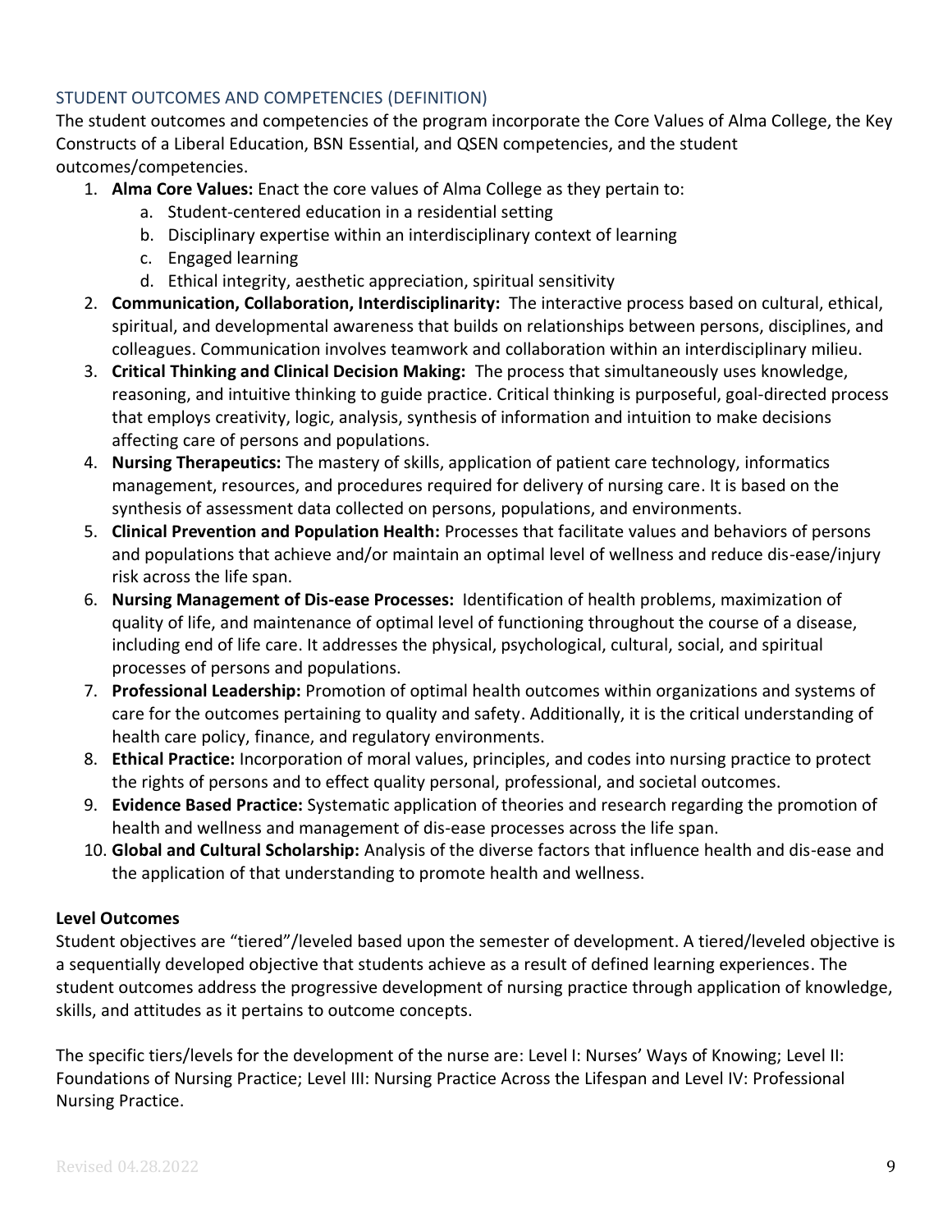## STUDENT OUTCOMES AND COMPETENCIES (DEFINITION)

The student outcomes and competencies of the program incorporate the Core Values of Alma College, the Key Constructs of a Liberal Education, BSN Essential, and QSEN competencies, and the student outcomes/competencies.

1. **Alma Core Values:** Enact the core values of Alma College as they pertain to:
   a. Student-centered education in a residential setting
   b. Disciplinary expertise within an interdisciplinary context of learning
   c. Engaged learning
   d. Ethical integrity, aesthetic appreciation, spiritual sensitivity
2. **Communication, Collaboration, Interdisciplinarity:** The interactive process based on cultural, ethical, spiritual, and developmental awareness that builds on relationships between persons, disciplines, and colleagues. Communication involves teamwork and collaboration within an interdisciplinary milieu.
3. **Critical Thinking and Clinical Decision Making:** The process that simultaneously uses knowledge, reasoning, and intuitive thinking to guide practice. Critical thinking is purposeful, goal-directed process that employs creativity, logic, analysis, synthesis of information and intuition to make decisions affecting care of persons and populations.
4. **Nursing Therapeutics:** The mastery of skills, application of patient care technology, informatics management, resources, and procedures required for delivery of nursing care. It is based on the synthesis of assessment data collected on persons, populations, and environments.
5. **Clinical Prevention and Population Health:** Processes that facilitate values and behaviors of persons and populations that achieve and/or maintain an optimal level of wellness and reduce dis-ease/injury risk across the life span.
6. **Nursing Management of Dis-ease Processes:** Identification of health problems, maximization of quality of life, and maintenance of optimal level of functioning throughout the course of a disease, including end of life care. It addresses the physical, psychological, cultural, social, and spiritual processes of persons and populations.
7. **Professional Leadership:** Promotion of optimal health outcomes within organizations and systems of care for the outcomes pertaining to quality and safety. Additionally, it is the critical understanding of health care policy, finance, and regulatory environments.
8. **Ethical Practice:** Incorporation of moral values, principles, and codes into nursing practice to protect the rights of persons and to effect quality personal, professional, and societal outcomes.
9. **Evidence Based Practice:** Systematic application of theories and research regarding the promotion of health and wellness and management of dis-ease processes across the life span.
10. **Global and Cultural Scholarship:** Analysis of the diverse factors that influence health and dis-ease and the application of that understanding to promote health and wellness.

### Level Outcomes

Student objectives are "tiered"/leveled based upon the semester of development. A tiered/leveled objective is a sequentially developed objective that students achieve as a result of defined learning experiences. The student outcomes address the progressive development of nursing practice through application of knowledge, skills, and attitudes as it pertains to outcome concepts.

The specific tiers/levels for the development of the nurse are: Level I: Nurses' Ways of Knowing; Level II: Foundations of Nursing Practice; Level III: Nursing Practice Across the Lifespan and Level IV: Professional Nursing Practice.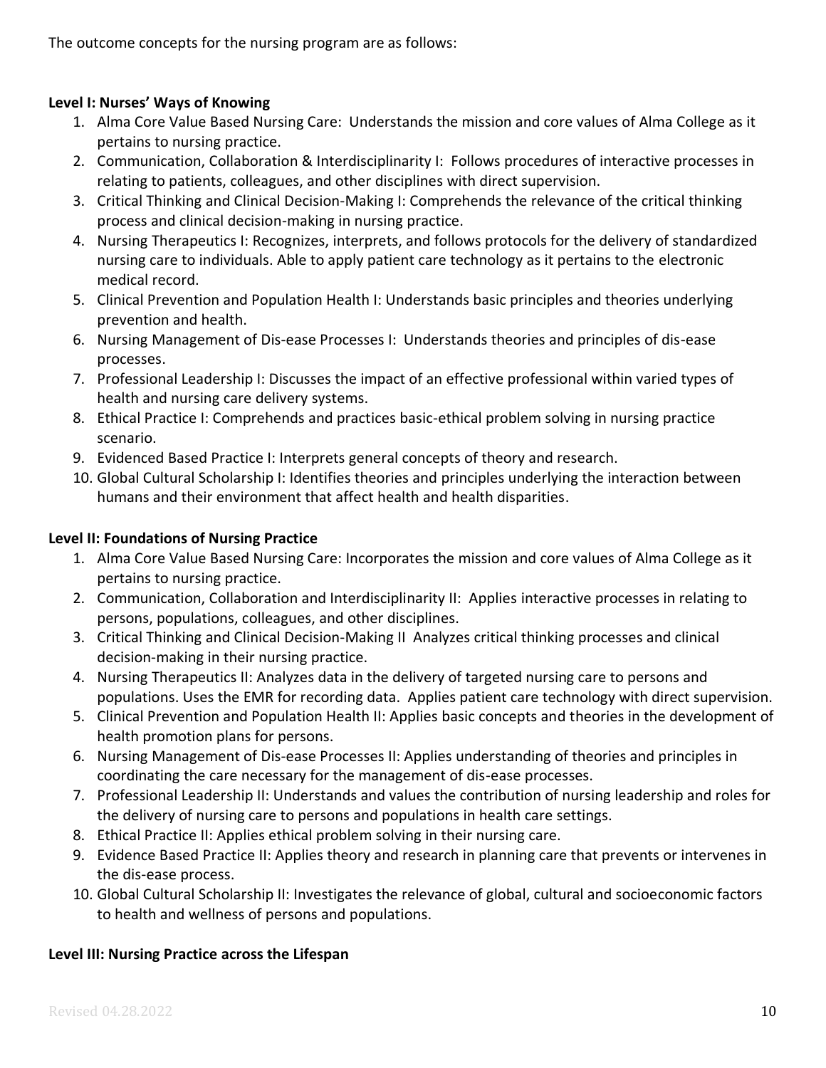The outcome concepts for the nursing program are as follows:

**Level I: Nurses' Ways of Knowing**

1. Alma Core Value Based Nursing Care: Understands the mission and core values of Alma College as it pertains to nursing practice.
2. Communication, Collaboration & Interdisciplinarity I: Follows procedures of interactive processes in relating to patients, colleagues, and other disciplines with direct supervision.
3. Critical Thinking and Clinical Decision-Making I: Comprehends the relevance of the critical thinking process and clinical decision-making in nursing practice.
4. Nursing Therapeutics I: Recognizes, interprets, and follows protocols for the delivery of standardized nursing care to individuals. Able to apply patient care technology as it pertains to the electronic medical record.
5. Clinical Prevention and Population Health I: Understands basic principles and theories underlying prevention and health.
6. Nursing Management of Dis-ease Processes I: Understands theories and principles of dis-ease processes.
7. Professional Leadership I: Discusses the impact of an effective professional within varied types of health and nursing care delivery systems.
8. Ethical Practice I: Comprehends and practices basic-ethical problem solving in nursing practice scenario.
9. Evidenced Based Practice I: Interprets general concepts of theory and research.
10. Global Cultural Scholarship I: Identifies theories and principles underlying the interaction between humans and their environment that affect health and health disparities.

**Level II: Foundations of Nursing Practice**

1. Alma Core Value Based Nursing Care: Incorporates the mission and core values of Alma College as it pertains to nursing practice.
2. Communication, Collaboration and Interdisciplinarity II: Applies interactive processes in relating to persons, populations, colleagues, and other disciplines.
3. Critical Thinking and Clinical Decision-Making II Analyzes critical thinking processes and clinical decision-making in their nursing practice.
4. Nursing Therapeutics II: Analyzes data in the delivery of targeted nursing care to persons and populations. Uses the EMR for recording data. Applies patient care technology with direct supervision.
5. Clinical Prevention and Population Health II: Applies basic concepts and theories in the development of health promotion plans for persons.
6. Nursing Management of Dis-ease Processes II: Applies understanding of theories and principles in coordinating the care necessary for the management of dis-ease processes.
7. Professional Leadership II: Understands and values the contribution of nursing leadership and roles for the delivery of nursing care to persons and populations in health care settings.
8. Ethical Practice II: Applies ethical problem solving in their nursing care.
9. Evidence Based Practice II: Applies theory and research in planning care that prevents or intervenes in the dis-ease process.
10. Global Cultural Scholarship II: Investigates the relevance of global, cultural and socioeconomic factors to health and wellness of persons and populations.

**Level III: Nursing Practice across the Lifespan**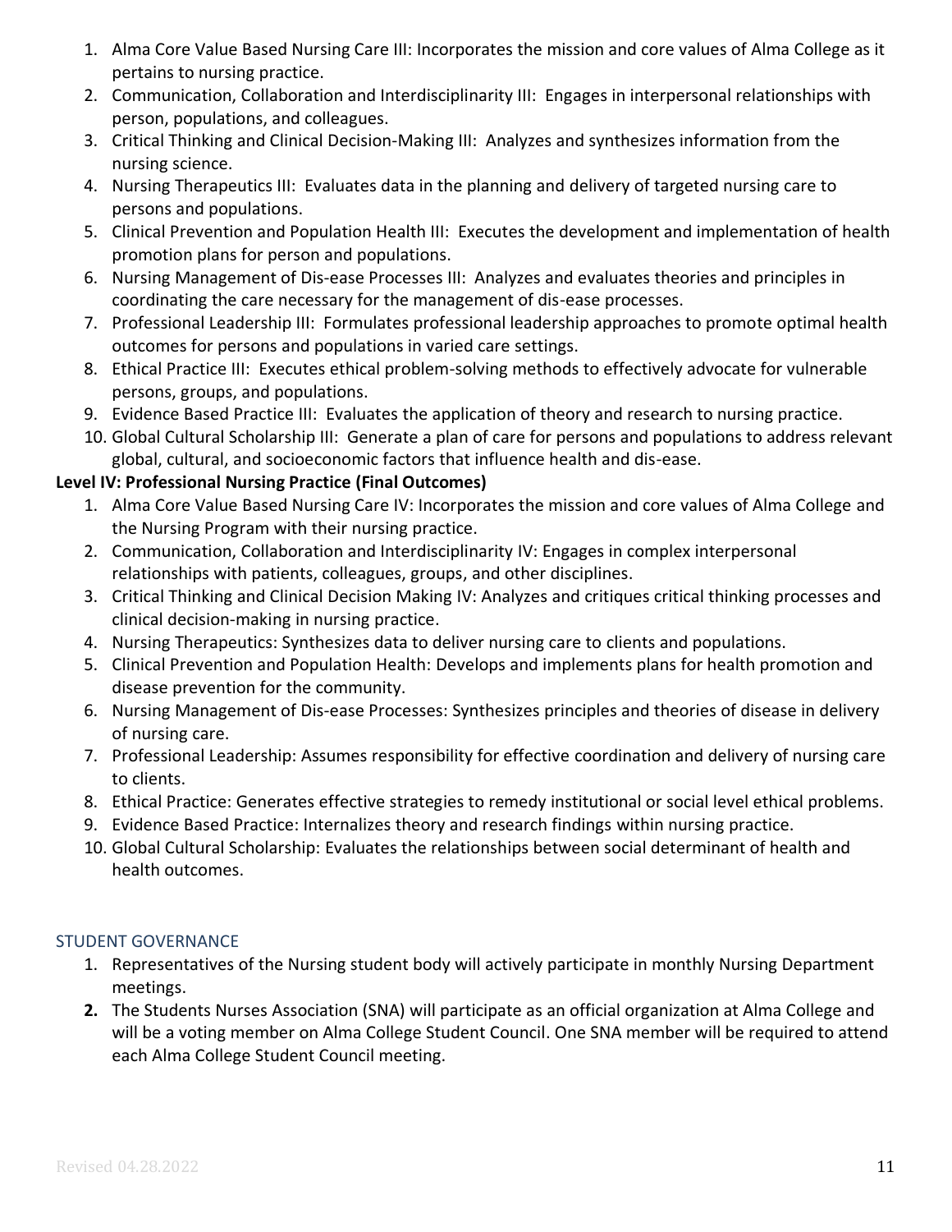1. Alma Core Value Based Nursing Care III: Incorporates the mission and core values of Alma College as it pertains to nursing practice.
2. Communication, Collaboration and Interdisciplinarity III: Engages in interpersonal relationships with person, populations, and colleagues.
3. Critical Thinking and Clinical Decision-Making III: Analyzes and synthesizes information from the nursing science.
4. Nursing Therapeutics III: Evaluates data in the planning and delivery of targeted nursing care to persons and populations.
5. Clinical Prevention and Population Health III: Executes the development and implementation of health promotion plans for person and populations.
6. Nursing Management of Dis-ease Processes III: Analyzes and evaluates theories and principles in coordinating the care necessary for the management of dis-ease processes.
7. Professional Leadership III: Formulates professional leadership approaches to promote optimal health outcomes for persons and populations in varied care settings.
8. Ethical Practice III: Executes ethical problem-solving methods to effectively advocate for vulnerable persons, groups, and populations.
9. Evidence Based Practice III: Evaluates the application of theory and research to nursing practice.
10. Global Cultural Scholarship III: Generate a plan of care for persons and populations to address relevant global, cultural, and socioeconomic factors that influence health and dis-ease.

**Level IV: Professional Nursing Practice (Final Outcomes)**

1. Alma Core Value Based Nursing Care IV: Incorporates the mission and core values of Alma College and the Nursing Program with their nursing practice.
2. Communication, Collaboration and Interdisciplinarity IV: Engages in complex interpersonal relationships with patients, colleagues, groups, and other disciplines.
3. Critical Thinking and Clinical Decision Making IV: Analyzes and critiques critical thinking processes and clinical decision-making in nursing practice.
4. Nursing Therapeutics: Synthesizes data to deliver nursing care to clients and populations.
5. Clinical Prevention and Population Health: Develops and implements plans for health promotion and disease prevention for the community.
6. Nursing Management of Dis-ease Processes: Synthesizes principles and theories of disease in delivery of nursing care.
7. Professional Leadership: Assumes responsibility for effective coordination and delivery of nursing care to clients.
8. Ethical Practice: Generates effective strategies to remedy institutional or social level ethical problems.
9. Evidence Based Practice: Internalizes theory and research findings within nursing practice.
10. Global Cultural Scholarship: Evaluates the relationships between social determinant of health and health outcomes.

## STUDENT GOVERNANCE

1. Representatives of the Nursing student body will actively participate in monthly Nursing Department meetings.
2. The Students Nurses Association (SNA) will participate as an official organization at Alma College and will be a voting member on Alma College Student Council. One SNA member will be required to attend each Alma College Student Council meeting.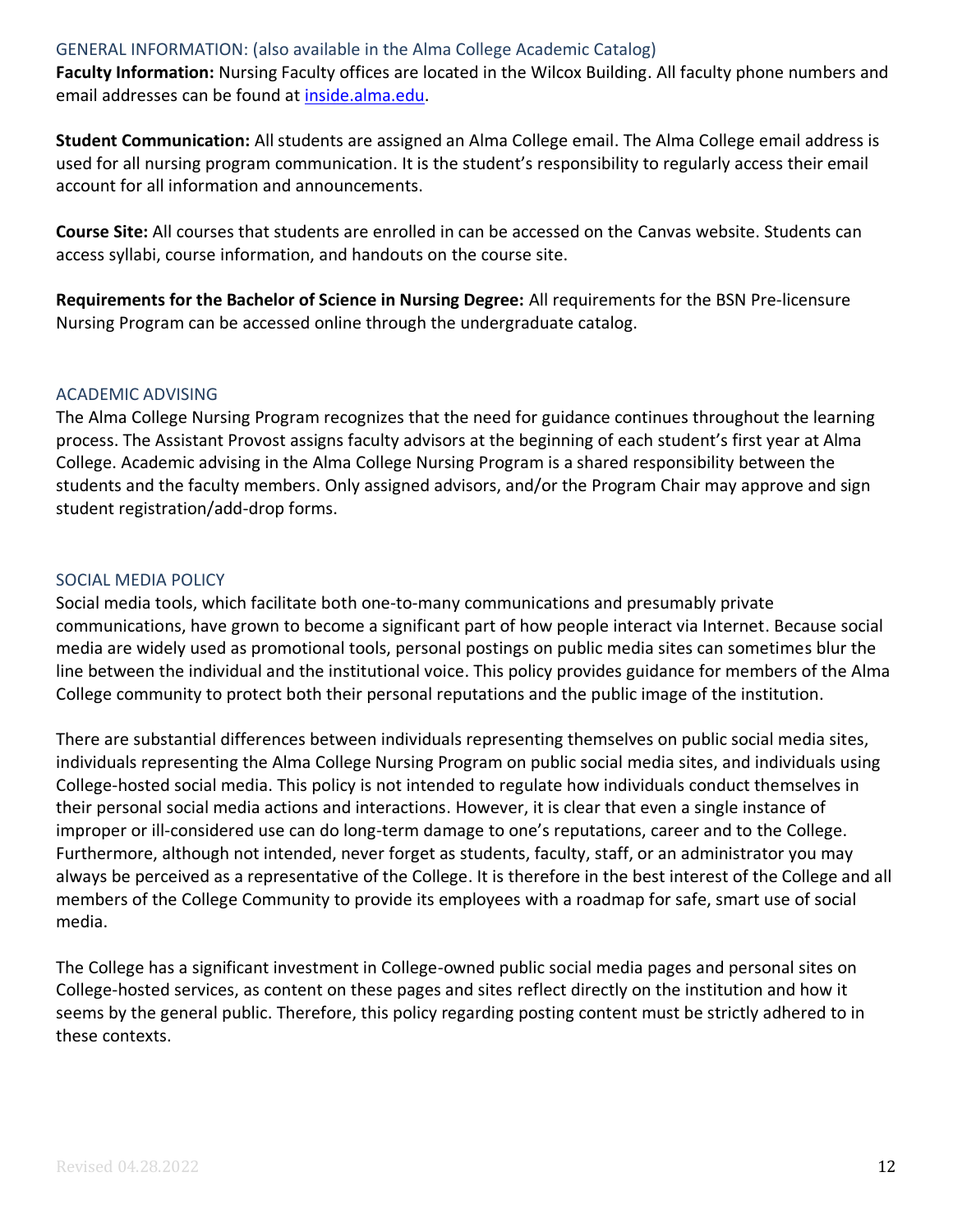## GENERAL INFORMATION: (also available in the Alma College Academic Catalog)

**Faculty Information:** Nursing Faculty offices are located in the Wilcox Building. All faculty phone numbers and email addresses can be found at inside.alma.edu.

**Student Communication:** All students are assigned an Alma College email. The Alma College email address is used for all nursing program communication. It is the student's responsibility to regularly access their email account for all information and announcements.

**Course Site:** All courses that students are enrolled in can be accessed on the Canvas website. Students can access syllabi, course information, and handouts on the course site.

**Requirements for the Bachelor of Science in Nursing Degree:** All requirements for the BSN Pre-licensure Nursing Program can be accessed online through the undergraduate catalog.

## ACADEMIC ADVISING

The Alma College Nursing Program recognizes that the need for guidance continues throughout the learning process. The Assistant Provost assigns faculty advisors at the beginning of each student's first year at Alma College. Academic advising in the Alma College Nursing Program is a shared responsibility between the students and the faculty members. Only assigned advisors, and/or the Program Chair may approve and sign student registration/add-drop forms.

## SOCIAL MEDIA POLICY

Social media tools, which facilitate both one-to-many communications and presumably private communications, have grown to become a significant part of how people interact via Internet. Because social media are widely used as promotional tools, personal postings on public media sites can sometimes blur the line between the individual and the institutional voice. This policy provides guidance for members of the Alma College community to protect both their personal reputations and the public image of the institution.

There are substantial differences between individuals representing themselves on public social media sites, individuals representing the Alma College Nursing Program on public social media sites, and individuals using College-hosted social media. This policy is not intended to regulate how individuals conduct themselves in their personal social media actions and interactions. However, it is clear that even a single instance of improper or ill-considered use can do long-term damage to one's reputations, career and to the College. Furthermore, although not intended, never forget as students, faculty, staff, or an administrator you may always be perceived as a representative of the College. It is therefore in the best interest of the College and all members of the College Community to provide its employees with a roadmap for safe, smart use of social media.

The College has a significant investment in College-owned public social media pages and personal sites on College-hosted services, as content on these pages and sites reflect directly on the institution and how it seems by the general public. Therefore, this policy regarding posting content must be strictly adhered to in these contexts.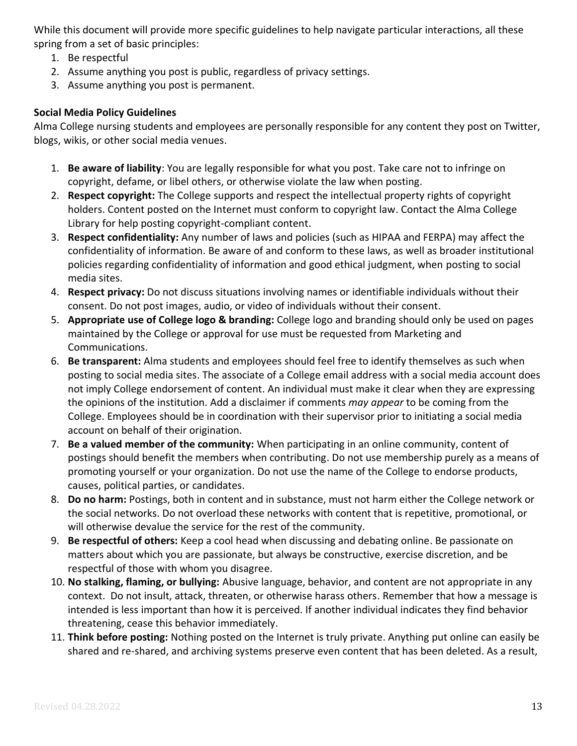While this document will provide more specific guidelines to help navigate particular interactions, all these spring from a set of basic principles:

1. Be respectful
2. Assume anything you post is public, regardless of privacy settings.
3. Assume anything you post is permanent.

**Social Media Policy Guidelines**

Alma College nursing students and employees are personally responsible for any content they post on Twitter, blogs, wikis, or other social media venues.

1. **Be aware of liability**: You are legally responsible for what you post. Take care not to infringe on copyright, defame, or libel others, or otherwise violate the law when posting.
2. **Respect copyright:** The College supports and respect the intellectual property rights of copyright holders. Content posted on the Internet must conform to copyright law. Contact the Alma College Library for help posting copyright-compliant content.
3. **Respect confidentiality:** Any number of laws and policies (such as HIPAA and FERPA) may affect the confidentiality of information. Be aware of and conform to these laws, as well as broader institutional policies regarding confidentiality of information and good ethical judgment, when posting to social media sites.
4. **Respect privacy:** Do not discuss situations involving names or identifiable individuals without their consent. Do not post images, audio, or video of individuals without their consent.
5. **Appropriate use of College logo & branding:** College logo and branding should only be used on pages maintained by the College or approval for use must be requested from Marketing and Communications.
6. **Be transparent:** Alma students and employees should feel free to identify themselves as such when posting to social media sites. The associate of a College email address with a social media account does not imply College endorsement of content. An individual must make it clear when they are expressing the opinions of the institution. Add a disclaimer if comments *may appear* to be coming from the College. Employees should be in coordination with their supervisor prior to initiating a social media account on behalf of their origination.
7. **Be a valued member of the community:** When participating in an online community, content of postings should benefit the members when contributing. Do not use membership purely as a means of promoting yourself or your organization. Do not use the name of the College to endorse products, causes, political parties, or candidates.
8. **Do no harm:** Postings, both in content and in substance, must not harm either the College network or the social networks. Do not overload these networks with content that is repetitive, promotional, or will otherwise devalue the service for the rest of the community.
9. **Be respectful of others:** Keep a cool head when discussing and debating online. Be passionate on matters about which you are passionate, but always be constructive, exercise discretion, and be respectful of those with whom you disagree.
10. **No stalking, flaming, or bullying:** Abusive language, behavior, and content are not appropriate in any context. Do not insult, attack, threaten, or otherwise harass others. Remember that how a message is intended is less important than how it is perceived. If another individual indicates they find behavior threatening, cease this behavior immediately.
11. **Think before posting:** Nothing posted on the Internet is truly private. Anything put online can easily be shared and re-shared, and archiving systems preserve even content that has been deleted. As a result,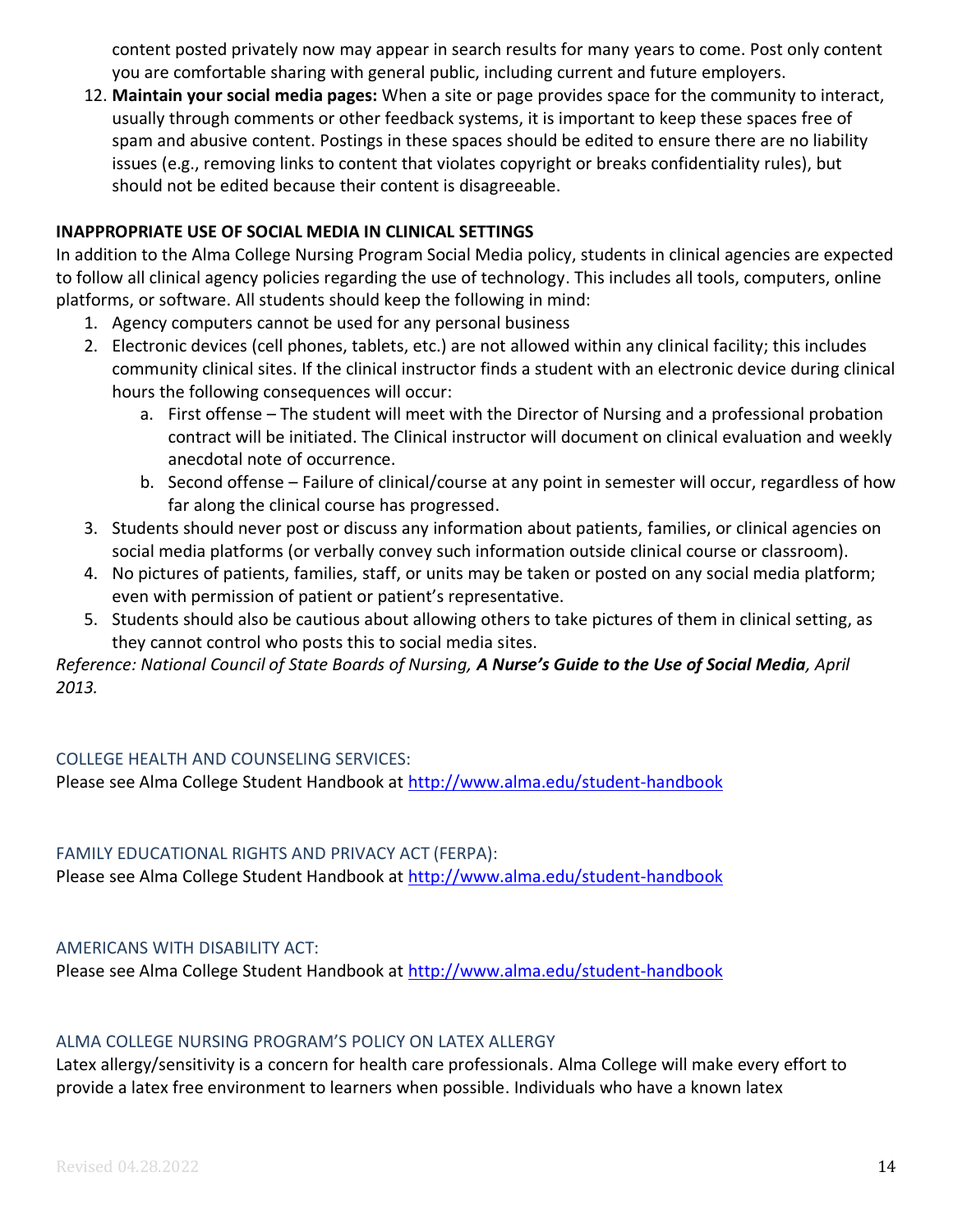content posted privately now may appear in search results for many years to come. Post only content you are comfortable sharing with general public, including current and future employers.

12. **Maintain your social media pages:** When a site or page provides space for the community to interact, usually through comments or other feedback systems, it is important to keep these spaces free of spam and abusive content. Postings in these spaces should be edited to ensure there are no liability issues (e.g., removing links to content that violates copyright or breaks confidentiality rules), but should not be edited because their content is disagreeable.

**INAPPROPRIATE USE OF SOCIAL MEDIA IN CLINICAL SETTINGS**

In addition to the Alma College Nursing Program Social Media policy, students in clinical agencies are expected to follow all clinical agency policies regarding the use of technology. This includes all tools, computers, online platforms, or software. All students should keep the following in mind:

1. Agency computers cannot be used for any personal business
2. Electronic devices (cell phones, tablets, etc.) are not allowed within any clinical facility; this includes community clinical sites. If the clinical instructor finds a student with an electronic device during clinical hours the following consequences will occur:
   a. First offense – The student will meet with the Director of Nursing and a professional probation contract will be initiated. The Clinical instructor will document on clinical evaluation and weekly anecdotal note of occurrence.
   b. Second offense – Failure of clinical/course at any point in semester will occur, regardless of how far along the clinical course has progressed.
3. Students should never post or discuss any information about patients, families, or clinical agencies on social media platforms (or verbally convey such information outside clinical course or classroom).
4. No pictures of patients, families, staff, or units may be taken or posted on any social media platform; even with permission of patient or patient's representative.
5. Students should also be cautious about allowing others to take pictures of them in clinical setting, as they cannot control who posts this to social media sites.

*Reference: National Council of State Boards of Nursing, **A Nurse's Guide to the Use of Social Media**, April 2013.*

## COLLEGE HEALTH AND COUNSELING SERVICES:

Please see Alma College Student Handbook at http://www.alma.edu/student-handbook

## FAMILY EDUCATIONAL RIGHTS AND PRIVACY ACT (FERPA):

Please see Alma College Student Handbook at http://www.alma.edu/student-handbook

## AMERICANS WITH DISABILITY ACT:

Please see Alma College Student Handbook at http://www.alma.edu/student-handbook

## ALMA COLLEGE NURSING PROGRAM'S POLICY ON LATEX ALLERGY

Latex allergy/sensitivity is a concern for health care professionals. Alma College will make every effort to provide a latex free environment to learners when possible. Individuals who have a known latex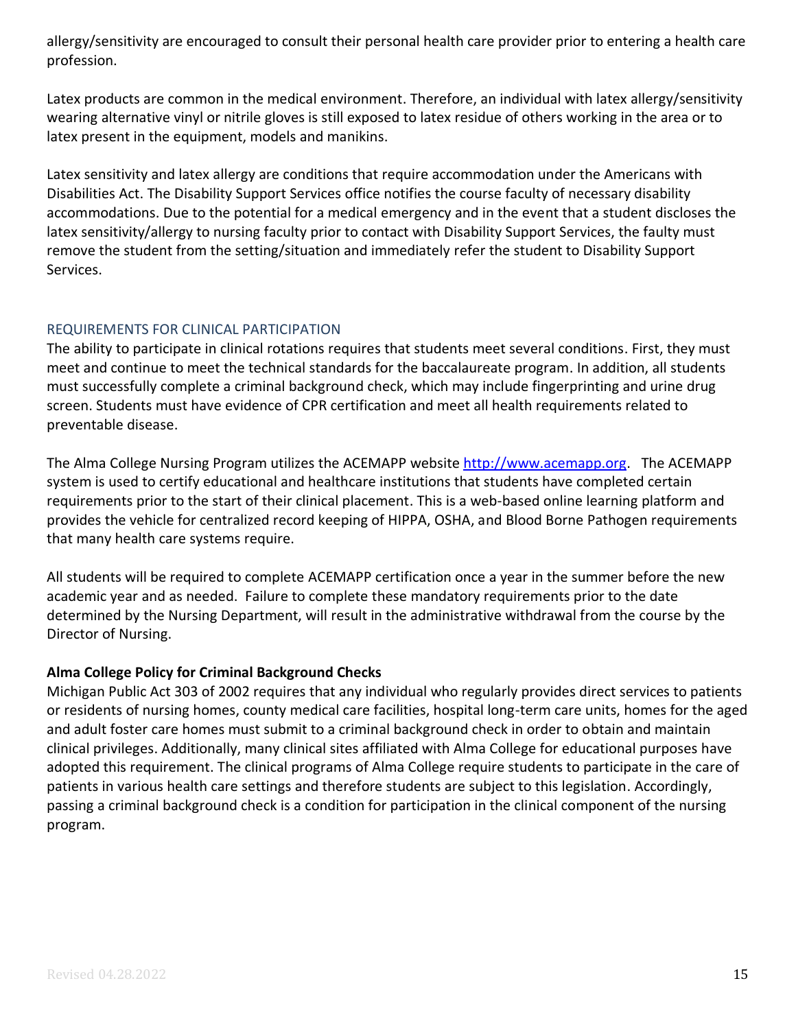allergy/sensitivity are encouraged to consult their personal health care provider prior to entering a health care profession.

Latex products are common in the medical environment. Therefore, an individual with latex allergy/sensitivity wearing alternative vinyl or nitrile gloves is still exposed to latex residue of others working in the area or to latex present in the equipment, models and manikins.

Latex sensitivity and latex allergy are conditions that require accommodation under the Americans with Disabilities Act. The Disability Support Services office notifies the course faculty of necessary disability accommodations. Due to the potential for a medical emergency and in the event that a student discloses the latex sensitivity/allergy to nursing faculty prior to contact with Disability Support Services, the faulty must remove the student from the setting/situation and immediately refer the student to Disability Support Services.

## REQUIREMENTS FOR CLINICAL PARTICIPATION

The ability to participate in clinical rotations requires that students meet several conditions. First, they must meet and continue to meet the technical standards for the baccalaureate program. In addition, all students must successfully complete a criminal background check, which may include fingerprinting and urine drug screen. Students must have evidence of CPR certification and meet all health requirements related to preventable disease.

The Alma College Nursing Program utilizes the ACEMAPP website [http://www.acemapp.org](http://www.acemapp.org). The ACEMAPP system is used to certify educational and healthcare institutions that students have completed certain requirements prior to the start of their clinical placement. This is a web-based online learning platform and provides the vehicle for centralized record keeping of HIPPA, OSHA, and Blood Borne Pathogen requirements that many health care systems require.

All students will be required to complete ACEMAPP certification once a year in the summer before the new academic year and as needed. Failure to complete these mandatory requirements prior to the date determined by the Nursing Department, will result in the administrative withdrawal from the course by the Director of Nursing.

**Alma College Policy for Criminal Background Checks**

Michigan Public Act 303 of 2002 requires that any individual who regularly provides direct services to patients or residents of nursing homes, county medical care facilities, hospital long-term care units, homes for the aged and adult foster care homes must submit to a criminal background check in order to obtain and maintain clinical privileges. Additionally, many clinical sites affiliated with Alma College for educational purposes have adopted this requirement. The clinical programs of Alma College require students to participate in the care of patients in various health care settings and therefore students are subject to this legislation. Accordingly, passing a criminal background check is a condition for participation in the clinical component of the nursing program.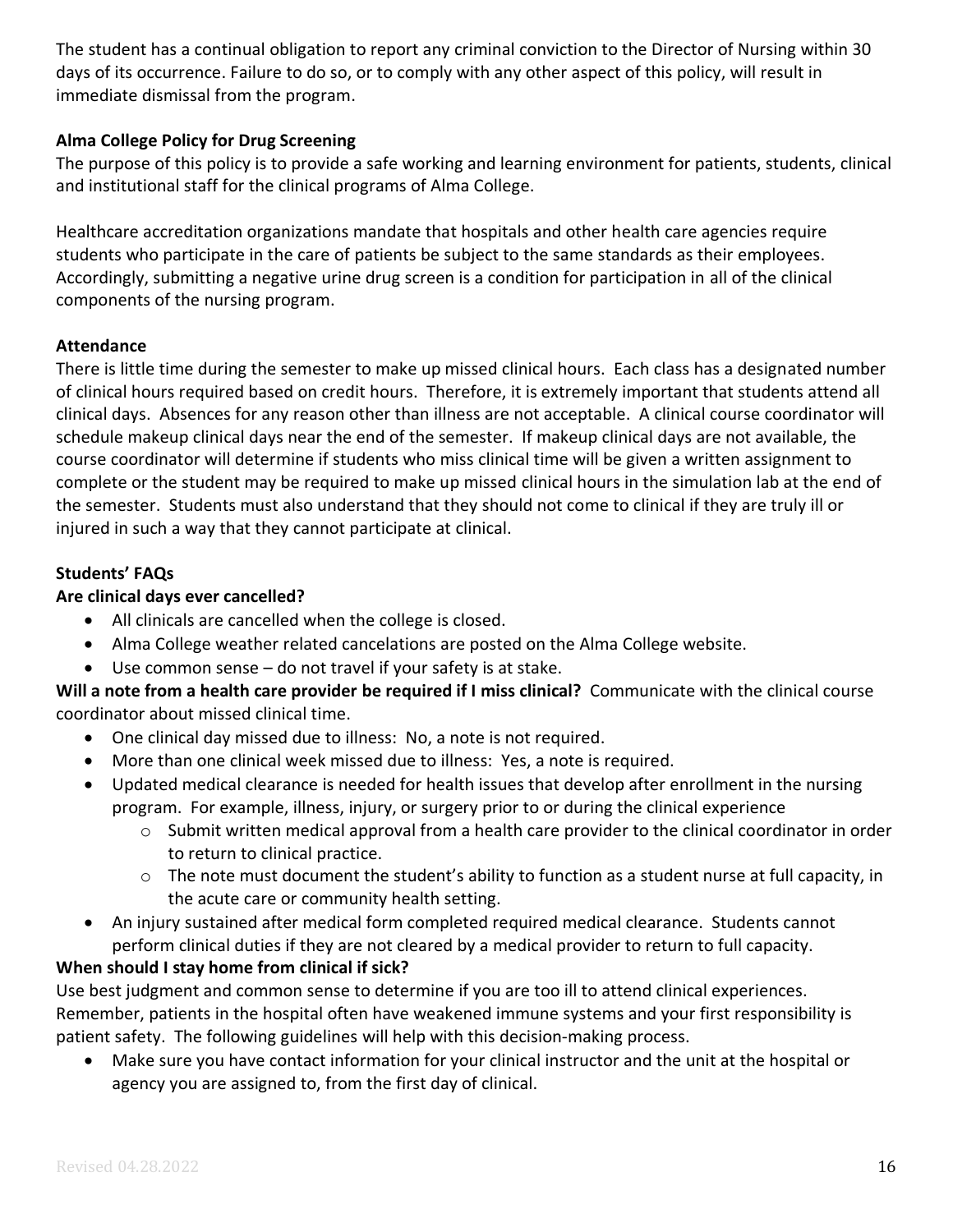The student has a continual obligation to report any criminal conviction to the Director of Nursing within 30 days of its occurrence. Failure to do so, or to comply with any other aspect of this policy, will result in immediate dismissal from the program.

**Alma College Policy for Drug Screening**

The purpose of this policy is to provide a safe working and learning environment for patients, students, clinical and institutional staff for the clinical programs of Alma College.

Healthcare accreditation organizations mandate that hospitals and other health care agencies require students who participate in the care of patients be subject to the same standards as their employees. Accordingly, submitting a negative urine drug screen is a condition for participation in all of the clinical components of the nursing program.

**Attendance**

There is little time during the semester to make up missed clinical hours. Each class has a designated number of clinical hours required based on credit hours. Therefore, it is extremely important that students attend all clinical days. Absences for any reason other than illness are not acceptable. A clinical course coordinator will schedule makeup clinical days near the end of the semester. If makeup clinical days are not available, the course coordinator will determine if students who miss clinical time will be given a written assignment to complete or the student may be required to make up missed clinical hours in the simulation lab at the end of the semester. Students must also understand that they should not come to clinical if they are truly ill or injured in such a way that they cannot participate at clinical.

**Students' FAQs**

**Are clinical days ever cancelled?**

- All clinicals are cancelled when the college is closed.
- Alma College weather related cancelations are posted on the Alma College website.
- Use common sense – do not travel if your safety is at stake.

**Will a note from a health care provider be required if I miss clinical?** Communicate with the clinical course coordinator about missed clinical time.

- One clinical day missed due to illness: No, a note is not required.
- More than one clinical week missed due to illness: Yes, a note is required.
- Updated medical clearance is needed for health issues that develop after enrollment in the nursing program. For example, illness, injury, or surgery prior to or during the clinical experience
  - Submit written medical approval from a health care provider to the clinical coordinator in order to return to clinical practice.
  - The note must document the student's ability to function as a student nurse at full capacity, in the acute care or community health setting.
- An injury sustained after medical form completed required medical clearance. Students cannot perform clinical duties if they are not cleared by a medical provider to return to full capacity.

**When should I stay home from clinical if sick?**

Use best judgment and common sense to determine if you are too ill to attend clinical experiences. Remember, patients in the hospital often have weakened immune systems and your first responsibility is patient safety. The following guidelines will help with this decision-making process.

- Make sure you have contact information for your clinical instructor and the unit at the hospital or agency you are assigned to, from the first day of clinical.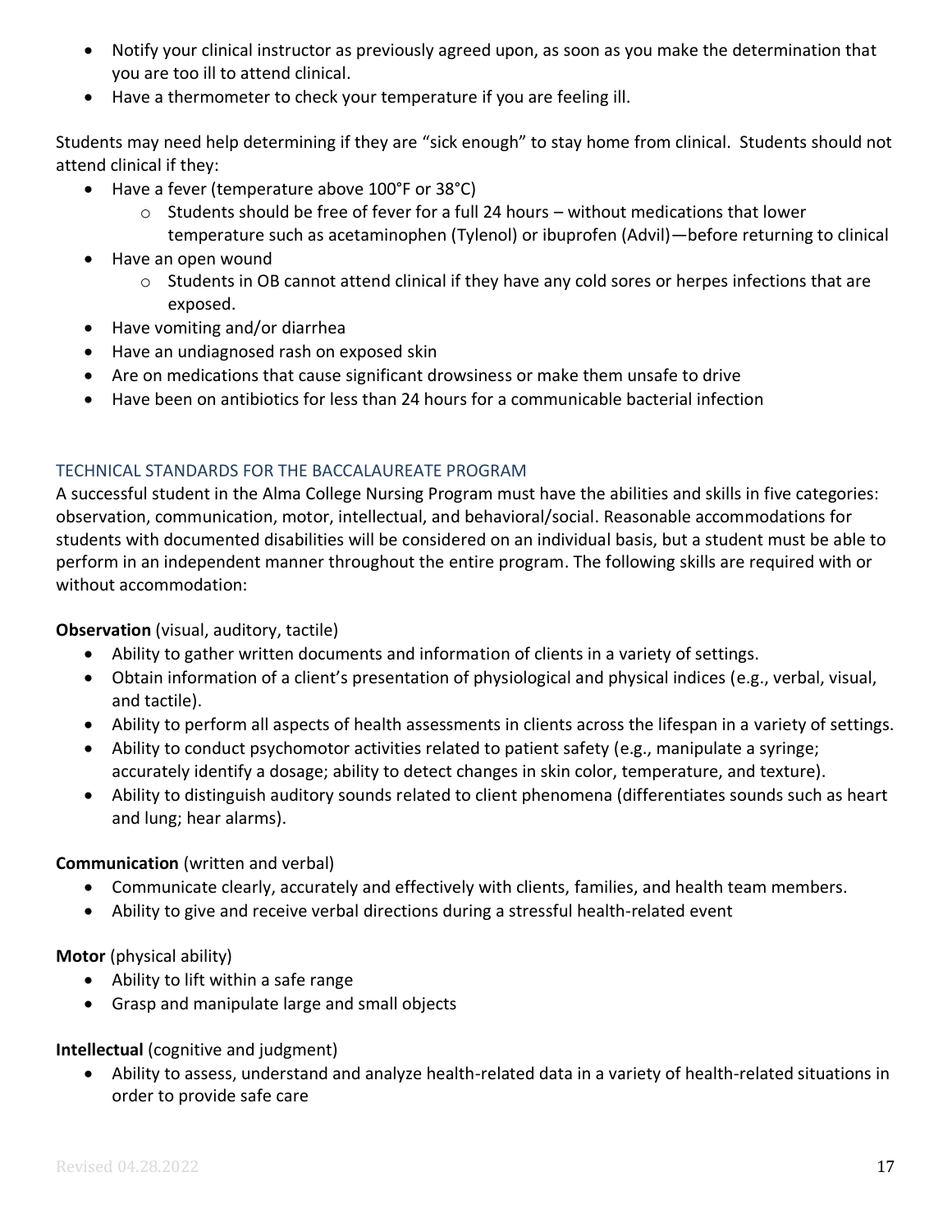- Notify your clinical instructor as previously agreed upon, as soon as you make the determination that you are too ill to attend clinical.
- Have a thermometer to check your temperature if you are feeling ill.

Students may need help determining if they are "sick enough" to stay home from clinical. Students should not attend clinical if they:

- Have a fever (temperature above 100°F or 38°C)
  - Students should be free of fever for a full 24 hours – without medications that lower temperature such as acetaminophen (Tylenol) or ibuprofen (Advil)—before returning to clinical
- Have an open wound
  - Students in OB cannot attend clinical if they have any cold sores or herpes infections that are exposed.
- Have vomiting and/or diarrhea
- Have an undiagnosed rash on exposed skin
- Are on medications that cause significant drowsiness or make them unsafe to drive
- Have been on antibiotics for less than 24 hours for a communicable bacterial infection

## TECHNICAL STANDARDS FOR THE BACCALAUREATE PROGRAM

A successful student in the Alma College Nursing Program must have the abilities and skills in five categories: observation, communication, motor, intellectual, and behavioral/social. Reasonable accommodations for students with documented disabilities will be considered on an individual basis, but a student must be able to perform in an independent manner throughout the entire program. The following skills are required with or without accommodation:

**Observation** (visual, auditory, tactile)

- Ability to gather written documents and information of clients in a variety of settings.
- Obtain information of a client's presentation of physiological and physical indices (e.g., verbal, visual, and tactile).
- Ability to perform all aspects of health assessments in clients across the lifespan in a variety of settings.
- Ability to conduct psychomotor activities related to patient safety (e.g., manipulate a syringe; accurately identify a dosage; ability to detect changes in skin color, temperature, and texture).
- Ability to distinguish auditory sounds related to client phenomena (differentiates sounds such as heart and lung; hear alarms).

**Communication** (written and verbal)

- Communicate clearly, accurately and effectively with clients, families, and health team members.
- Ability to give and receive verbal directions during a stressful health-related event

**Motor** (physical ability)

- Ability to lift within a safe range
- Grasp and manipulate large and small objects

**Intellectual** (cognitive and judgment)

- Ability to assess, understand and analyze health-related data in a variety of health-related situations in order to provide safe care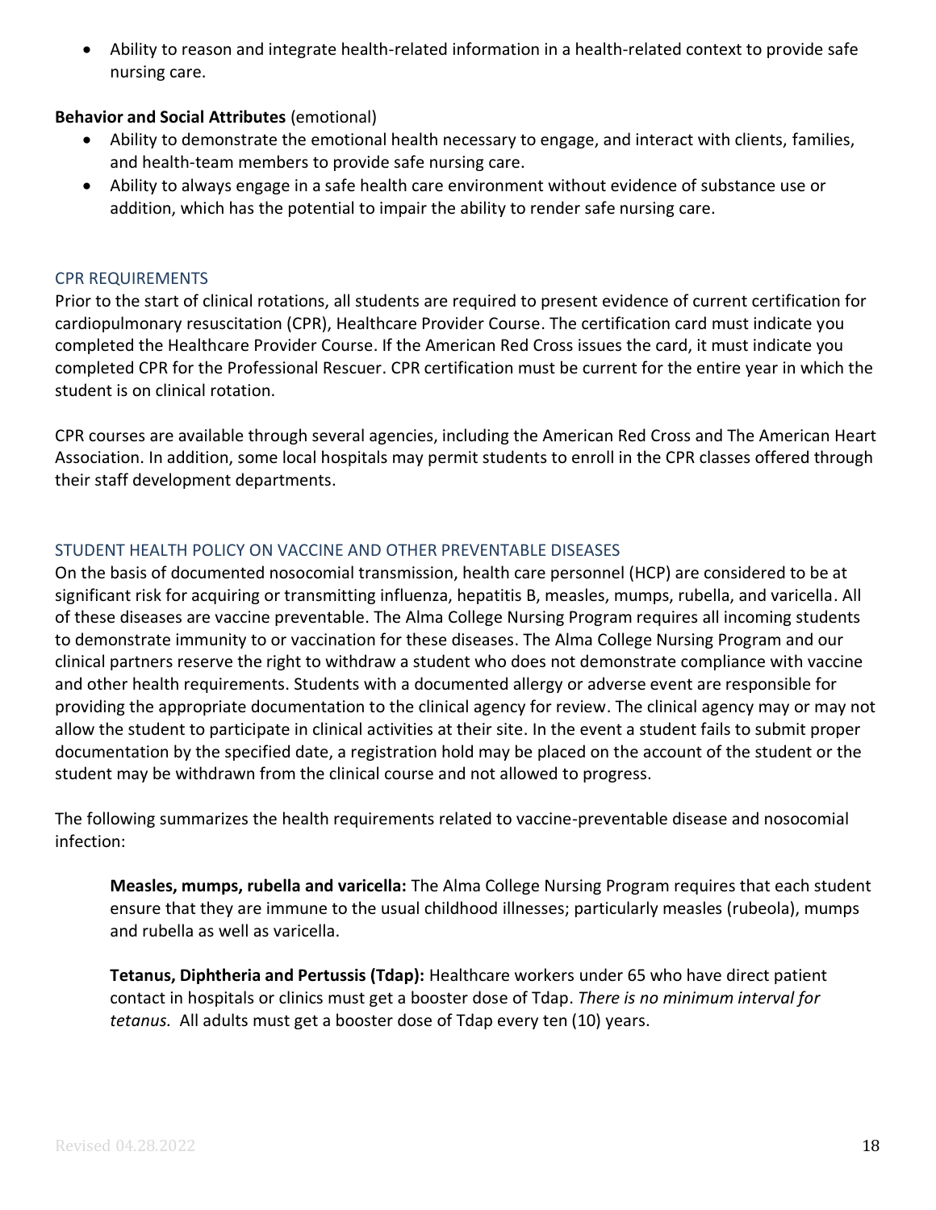- Ability to reason and integrate health-related information in a health-related context to provide safe nursing care.

**Behavior and Social Attributes** (emotional)

- Ability to demonstrate the emotional health necessary to engage, and interact with clients, families, and health-team members to provide safe nursing care.
- Ability to always engage in a safe health care environment without evidence of substance use or addition, which has the potential to impair the ability to render safe nursing care.

## CPR REQUIREMENTS

Prior to the start of clinical rotations, all students are required to present evidence of current certification for cardiopulmonary resuscitation (CPR), Healthcare Provider Course. The certification card must indicate you completed the Healthcare Provider Course. If the American Red Cross issues the card, it must indicate you completed CPR for the Professional Rescuer. CPR certification must be current for the entire year in which the student is on clinical rotation.

CPR courses are available through several agencies, including the American Red Cross and The American Heart Association. In addition, some local hospitals may permit students to enroll in the CPR classes offered through their staff development departments.

## STUDENT HEALTH POLICY ON VACCINE AND OTHER PREVENTABLE DISEASES

On the basis of documented nosocomial transmission, health care personnel (HCP) are considered to be at significant risk for acquiring or transmitting influenza, hepatitis B, measles, mumps, rubella, and varicella. All of these diseases are vaccine preventable. The Alma College Nursing Program requires all incoming students to demonstrate immunity to or vaccination for these diseases. The Alma College Nursing Program and our clinical partners reserve the right to withdraw a student who does not demonstrate compliance with vaccine and other health requirements. Students with a documented allergy or adverse event are responsible for providing the appropriate documentation to the clinical agency for review. The clinical agency may or may not allow the student to participate in clinical activities at their site. In the event a student fails to submit proper documentation by the specified date, a registration hold may be placed on the account of the student or the student may be withdrawn from the clinical course and not allowed to progress.

The following summarizes the health requirements related to vaccine-preventable disease and nosocomial infection:

**Measles, mumps, rubella and varicella:** The Alma College Nursing Program requires that each student ensure that they are immune to the usual childhood illnesses; particularly measles (rubeola), mumps and rubella as well as varicella.

**Tetanus, Diphtheria and Pertussis (Tdap):** Healthcare workers under 65 who have direct patient contact in hospitals or clinics must get a booster dose of Tdap. *There is no minimum interval for tetanus.* All adults must get a booster dose of Tdap every ten (10) years.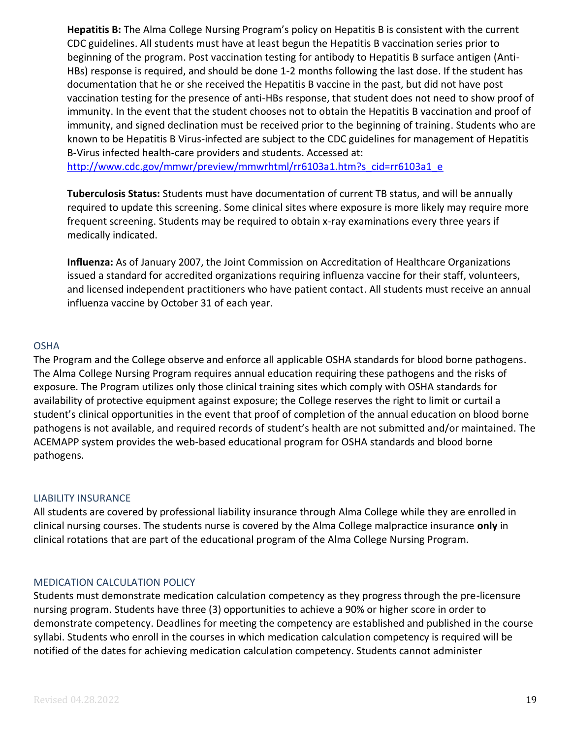**Hepatitis B:** The Alma College Nursing Program's policy on Hepatitis B is consistent with the current CDC guidelines. All students must have at least begun the Hepatitis B vaccination series prior to beginning of the program. Post vaccination testing for antibody to Hepatitis B surface antigen (Anti-HBs) response is required, and should be done 1-2 months following the last dose. If the student has documentation that he or she received the Hepatitis B vaccine in the past, but did not have post vaccination testing for the presence of anti-HBs response, that student does not need to show proof of immunity. In the event that the student chooses not to obtain the Hepatitis B vaccination and proof of immunity, and signed declination must be received prior to the beginning of training. Students who are known to be Hepatitis B Virus-infected are subject to the CDC guidelines for management of Hepatitis B-Virus infected health-care providers and students. Accessed at: http://www.cdc.gov/mmwr/preview/mmwrhtml/rr6103a1.htm?s_cid=rr6103a1_e

**Tuberculosis Status:** Students must have documentation of current TB status, and will be annually required to update this screening. Some clinical sites where exposure is more likely may require more frequent screening. Students may be required to obtain x-ray examinations every three years if medically indicated.

**Influenza:** As of January 2007, the Joint Commission on Accreditation of Healthcare Organizations issued a standard for accredited organizations requiring influenza vaccine for their staff, volunteers, and licensed independent practitioners who have patient contact. All students must receive an annual influenza vaccine by October 31 of each year.

## OSHA

The Program and the College observe and enforce all applicable OSHA standards for blood borne pathogens. The Alma College Nursing Program requires annual education requiring these pathogens and the risks of exposure. The Program utilizes only those clinical training sites which comply with OSHA standards for availability of protective equipment against exposure; the College reserves the right to limit or curtail a student's clinical opportunities in the event that proof of completion of the annual education on blood borne pathogens is not available, and required records of student's health are not submitted and/or maintained. The ACEMAPP system provides the web-based educational program for OSHA standards and blood borne pathogens.

## LIABILITY INSURANCE

All students are covered by professional liability insurance through Alma College while they are enrolled in clinical nursing courses. The students nurse is covered by the Alma College malpractice insurance **only** in clinical rotations that are part of the educational program of the Alma College Nursing Program.

## MEDICATION CALCULATION POLICY

Students must demonstrate medication calculation competency as they progress through the pre-licensure nursing program. Students have three (3) opportunities to achieve a 90% or higher score in order to demonstrate competency. Deadlines for meeting the competency are established and published in the course syllabi. Students who enroll in the courses in which medication calculation competency is required will be notified of the dates for achieving medication calculation competency. Students cannot administer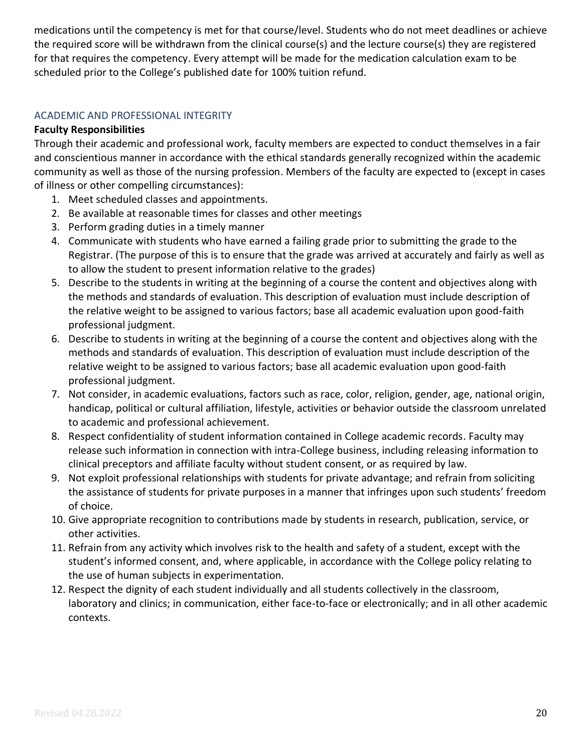medications until the competency is met for that course/level. Students who do not meet deadlines or achieve the required score will be withdrawn from the clinical course(s) and the lecture course(s) they are registered for that requires the competency. Every attempt will be made for the medication calculation exam to be scheduled prior to the College's published date for 100% tuition refund.

## ACADEMIC AND PROFESSIONAL INTEGRITY

**Faculty Responsibilities**

Through their academic and professional work, faculty members are expected to conduct themselves in a fair and conscientious manner in accordance with the ethical standards generally recognized within the academic community as well as those of the nursing profession. Members of the faculty are expected to (except in cases of illness or other compelling circumstances):

1. Meet scheduled classes and appointments.
2. Be available at reasonable times for classes and other meetings
3. Perform grading duties in a timely manner
4. Communicate with students who have earned a failing grade prior to submitting the grade to the Registrar. (The purpose of this is to ensure that the grade was arrived at accurately and fairly as well as to allow the student to present information relative to the grades)
5. Describe to the students in writing at the beginning of a course the content and objectives along with the methods and standards of evaluation. This description of evaluation must include description of the relative weight to be assigned to various factors; base all academic evaluation upon good-faith professional judgment.
6. Describe to students in writing at the beginning of a course the content and objectives along with the methods and standards of evaluation. This description of evaluation must include description of the relative weight to be assigned to various factors; base all academic evaluation upon good-faith professional judgment.
7. Not consider, in academic evaluations, factors such as race, color, religion, gender, age, national origin, handicap, political or cultural affiliation, lifestyle, activities or behavior outside the classroom unrelated to academic and professional achievement.
8. Respect confidentiality of student information contained in College academic records. Faculty may release such information in connection with intra-College business, including releasing information to clinical preceptors and affiliate faculty without student consent, or as required by law.
9. Not exploit professional relationships with students for private advantage; and refrain from soliciting the assistance of students for private purposes in a manner that infringes upon such students' freedom of choice.
10. Give appropriate recognition to contributions made by students in research, publication, service, or other activities.
11. Refrain from any activity which involves risk to the health and safety of a student, except with the student's informed consent, and, where applicable, in accordance with the College policy relating to the use of human subjects in experimentation.
12. Respect the dignity of each student individually and all students collectively in the classroom, laboratory and clinics; in communication, either face-to-face or electronically; and in all other academic contexts.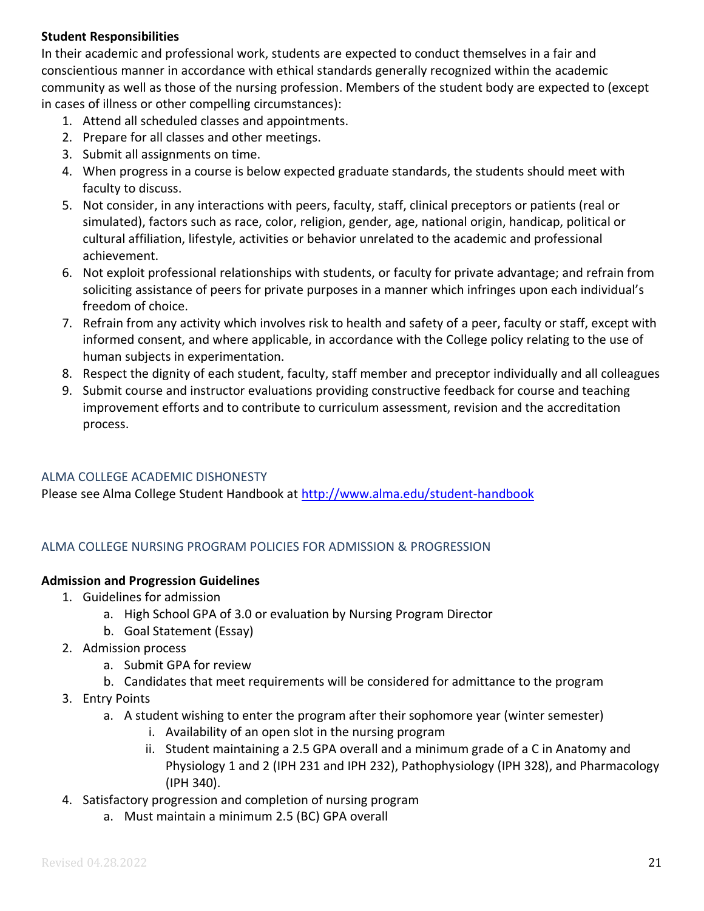**Student Responsibilities**

In their academic and professional work, students are expected to conduct themselves in a fair and conscientious manner in accordance with ethical standards generally recognized within the academic community as well as those of the nursing profession. Members of the student body are expected to (except in cases of illness or other compelling circumstances):

1. Attend all scheduled classes and appointments.
2. Prepare for all classes and other meetings.
3. Submit all assignments on time.
4. When progress in a course is below expected graduate standards, the students should meet with faculty to discuss.
5. Not consider, in any interactions with peers, faculty, staff, clinical preceptors or patients (real or simulated), factors such as race, color, religion, gender, age, national origin, handicap, political or cultural affiliation, lifestyle, activities or behavior unrelated to the academic and professional achievement.
6. Not exploit professional relationships with students, or faculty for private advantage; and refrain from soliciting assistance of peers for private purposes in a manner which infringes upon each individual's freedom of choice.
7. Refrain from any activity which involves risk to health and safety of a peer, faculty or staff, except with informed consent, and where applicable, in accordance with the College policy relating to the use of human subjects in experimentation.
8. Respect the dignity of each student, faculty, staff member and preceptor individually and all colleagues
9. Submit course and instructor evaluations providing constructive feedback for course and teaching improvement efforts and to contribute to curriculum assessment, revision and the accreditation process.

## ALMA COLLEGE ACADEMIC DISHONESTY

Please see Alma College Student Handbook at http://www.alma.edu/student-handbook

## ALMA COLLEGE NURSING PROGRAM POLICIES FOR ADMISSION & PROGRESSION

**Admission and Progression Guidelines**

1. Guidelines for admission
   a. High School GPA of 3.0 or evaluation by Nursing Program Director
   b. Goal Statement (Essay)
2. Admission process
   a. Submit GPA for review
   b. Candidates that meet requirements will be considered for admittance to the program
3. Entry Points
   a. A student wishing to enter the program after their sophomore year (winter semester)
      i. Availability of an open slot in the nursing program
      ii. Student maintaining a 2.5 GPA overall and a minimum grade of a C in Anatomy and Physiology 1 and 2 (IPH 231 and IPH 232), Pathophysiology (IPH 328), and Pharmacology (IPH 340).
4. Satisfactory progression and completion of nursing program
   a. Must maintain a minimum 2.5 (BC) GPA overall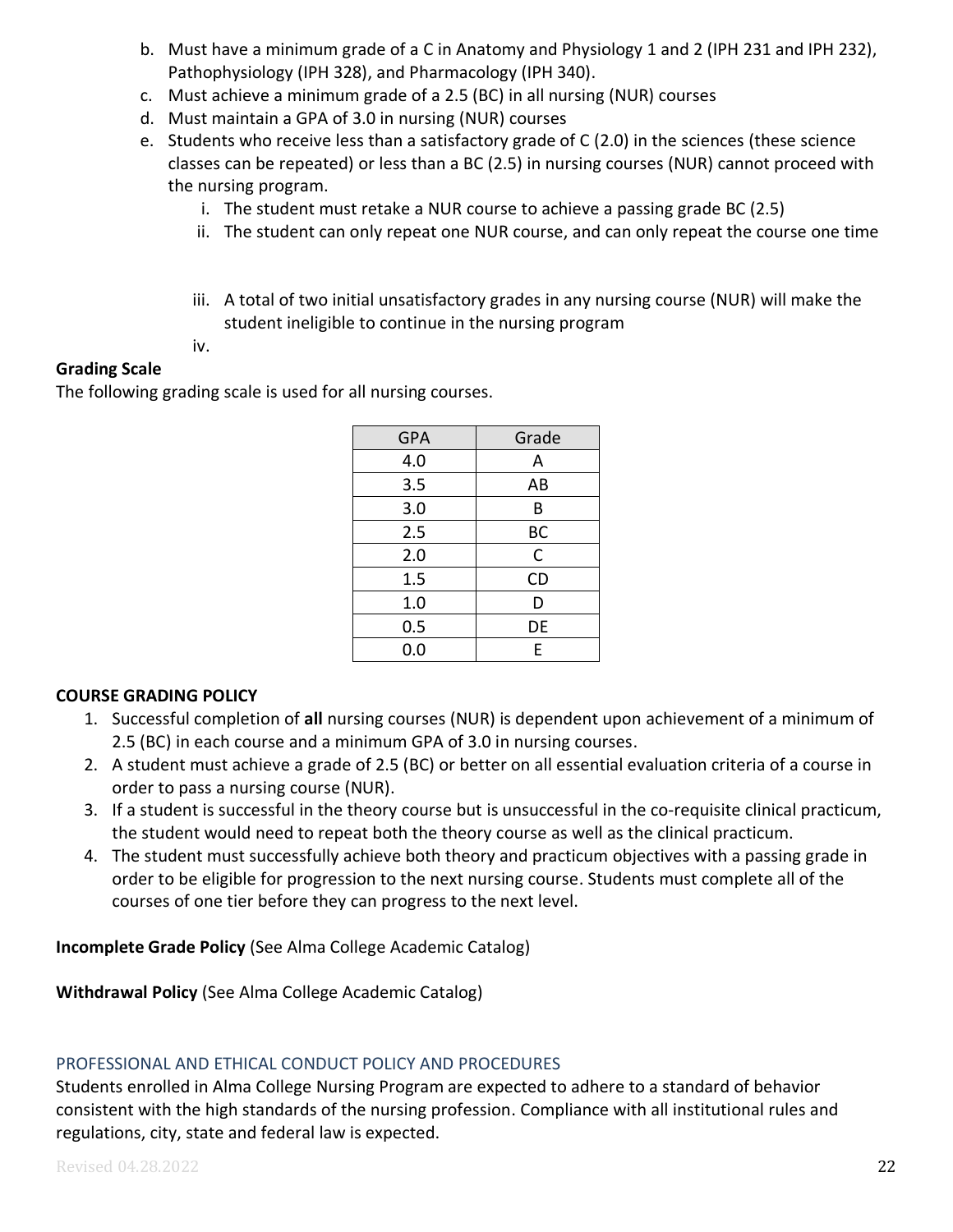b. Must have a minimum grade of a C in Anatomy and Physiology 1 and 2 (IPH 231 and IPH 232), Pathophysiology (IPH 328), and Pharmacology (IPH 340).
c. Must achieve a minimum grade of a 2.5 (BC) in all nursing (NUR) courses
d. Must maintain a GPA of 3.0 in nursing (NUR) courses
e. Students who receive less than a satisfactory grade of C (2.0) in the sciences (these science classes can be repeated) or less than a BC (2.5) in nursing courses (NUR) cannot proceed with the nursing program.
    i. The student must retake a NUR course to achieve a passing grade BC (2.5)
    ii. The student can only repeat one NUR course, and can only repeat the course one time
    iii. A total of two initial unsatisfactory grades in any nursing course (NUR) will make the student ineligible to continue in the nursing program
    iv.

**Grading Scale**

The following grading scale is used for all nursing courses.

| GPA | Grade |
|---|---|
| 4.0 | A |
| 3.5 | AB |
| 3.0 | B |
| 2.5 | BC |
| 2.0 | C |
| 1.5 | CD |
| 1.0 | D |
| 0.5 | DE |
| 0.0 | E |

**COURSE GRADING POLICY**

1. Successful completion of **all** nursing courses (NUR) is dependent upon achievement of a minimum of 2.5 (BC) in each course and a minimum GPA of 3.0 in nursing courses.
2. A student must achieve a grade of 2.5 (BC) or better on all essential evaluation criteria of a course in order to pass a nursing course (NUR).
3. If a student is successful in the theory course but is unsuccessful in the co-requisite clinical practicum, the student would need to repeat both the theory course as well as the clinical practicum.
4. The student must successfully achieve both theory and practicum objectives with a passing grade in order to be eligible for progression to the next nursing course. Students must complete all of the courses of one tier before they can progress to the next level.

**Incomplete Grade Policy** (See Alma College Academic Catalog)

**Withdrawal Policy** (See Alma College Academic Catalog)

## PROFESSIONAL AND ETHICAL CONDUCT POLICY AND PROCEDURES

Students enrolled in Alma College Nursing Program are expected to adhere to a standard of behavior consistent with the high standards of the nursing profession. Compliance with all institutional rules and regulations, city, state and federal law is expected.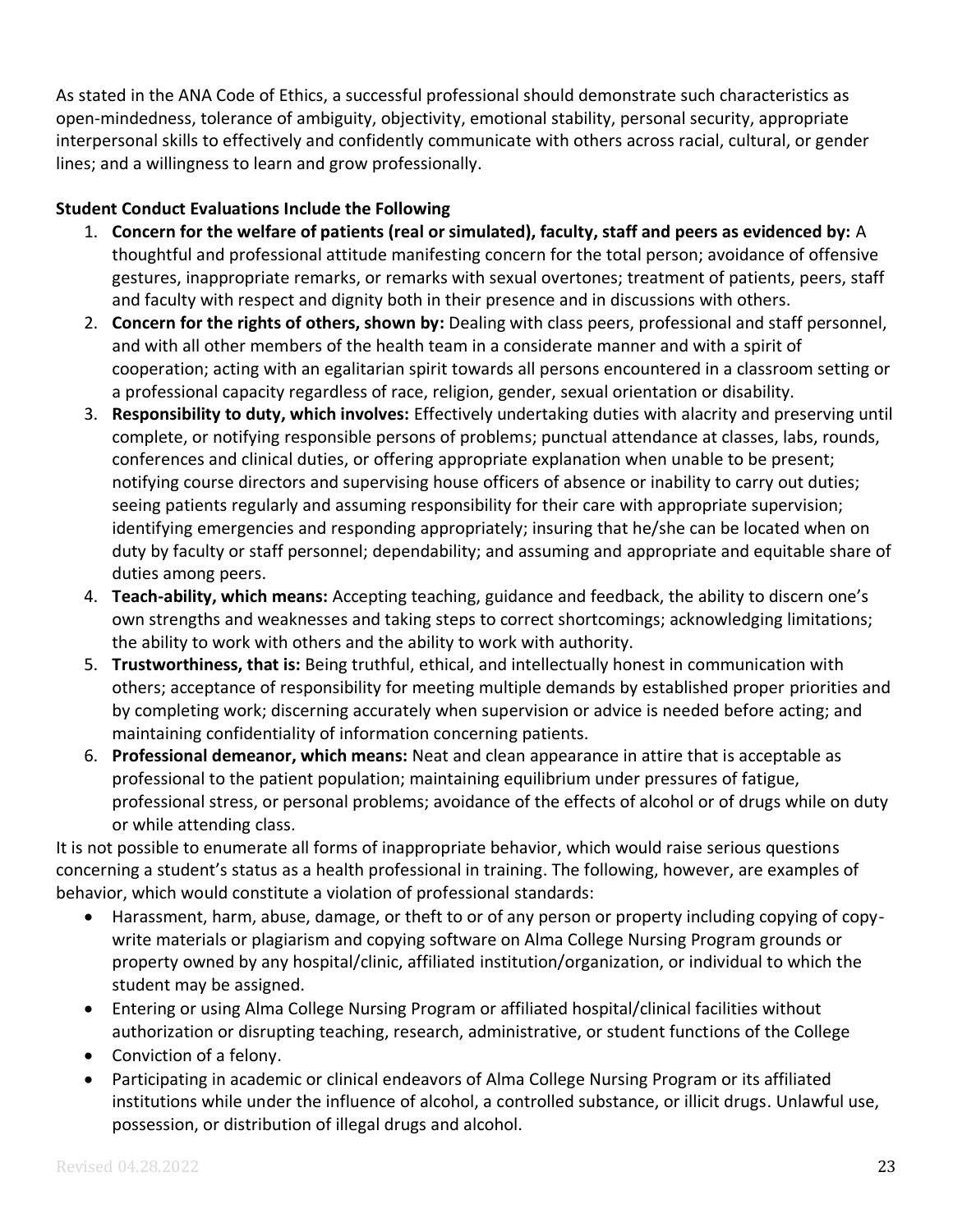As stated in the ANA Code of Ethics, a successful professional should demonstrate such characteristics as open-mindedness, tolerance of ambiguity, objectivity, emotional stability, personal security, appropriate interpersonal skills to effectively and confidently communicate with others across racial, cultural, or gender lines; and a willingness to learn and grow professionally.

**Student Conduct Evaluations Include the Following**

1. **Concern for the welfare of patients (real or simulated), faculty, staff and peers as evidenced by:** A thoughtful and professional attitude manifesting concern for the total person; avoidance of offensive gestures, inappropriate remarks, or remarks with sexual overtones; treatment of patients, peers, staff and faculty with respect and dignity both in their presence and in discussions with others.
2. **Concern for the rights of others, shown by:** Dealing with class peers, professional and staff personnel, and with all other members of the health team in a considerate manner and with a spirit of cooperation; acting with an egalitarian spirit towards all persons encountered in a classroom setting or a professional capacity regardless of race, religion, gender, sexual orientation or disability.
3. **Responsibility to duty, which involves:** Effectively undertaking duties with alacrity and preserving until complete, or notifying responsible persons of problems; punctual attendance at classes, labs, rounds, conferences and clinical duties, or offering appropriate explanation when unable to be present; notifying course directors and supervising house officers of absence or inability to carry out duties; seeing patients regularly and assuming responsibility for their care with appropriate supervision; identifying emergencies and responding appropriately; insuring that he/she can be located when on duty by faculty or staff personnel; dependability; and assuming and appropriate and equitable share of duties among peers.
4. **Teach-ability, which means:** Accepting teaching, guidance and feedback, the ability to discern one's own strengths and weaknesses and taking steps to correct shortcomings; acknowledging limitations; the ability to work with others and the ability to work with authority.
5. **Trustworthiness, that is:** Being truthful, ethical, and intellectually honest in communication with others; acceptance of responsibility for meeting multiple demands by established proper priorities and by completing work; discerning accurately when supervision or advice is needed before acting; and maintaining confidentiality of information concerning patients.
6. **Professional demeanor, which means:** Neat and clean appearance in attire that is acceptable as professional to the patient population; maintaining equilibrium under pressures of fatigue, professional stress, or personal problems; avoidance of the effects of alcohol or of drugs while on duty or while attending class.

It is not possible to enumerate all forms of inappropriate behavior, which would raise serious questions concerning a student's status as a health professional in training. The following, however, are examples of behavior, which would constitute a violation of professional standards:

- Harassment, harm, abuse, damage, or theft to or of any person or property including copying of copy-write materials or plagiarism and copying software on Alma College Nursing Program grounds or property owned by any hospital/clinic, affiliated institution/organization, or individual to which the student may be assigned.
- Entering or using Alma College Nursing Program or affiliated hospital/clinical facilities without authorization or disrupting teaching, research, administrative, or student functions of the College
- Conviction of a felony.
- Participating in academic or clinical endeavors of Alma College Nursing Program or its affiliated institutions while under the influence of alcohol, a controlled substance, or illicit drugs. Unlawful use, possession, or distribution of illegal drugs and alcohol.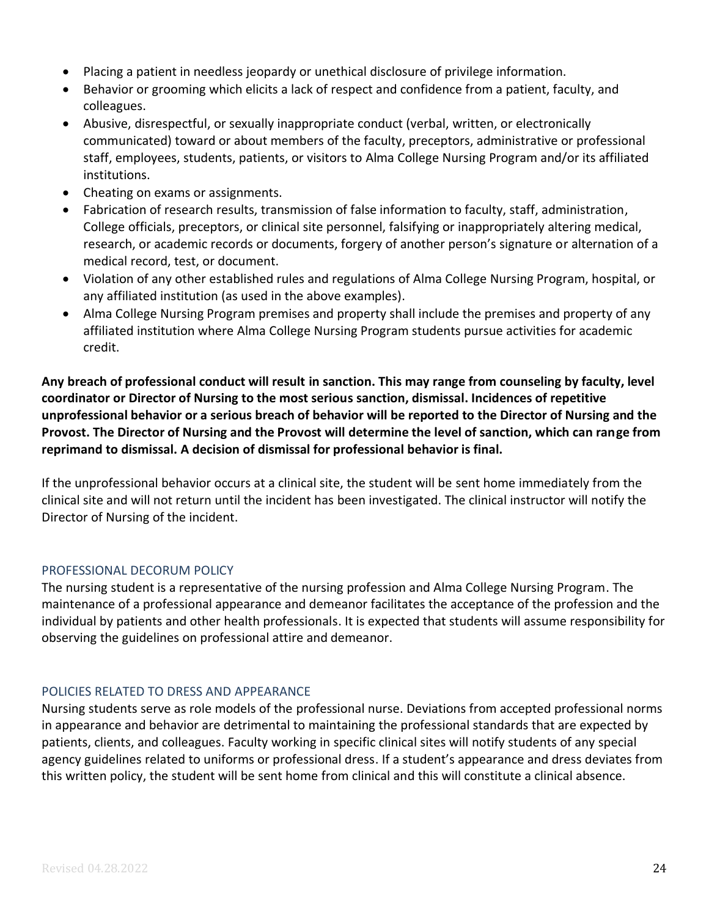- Placing a patient in needless jeopardy or unethical disclosure of privilege information.
- Behavior or grooming which elicits a lack of respect and confidence from a patient, faculty, and colleagues.
- Abusive, disrespectful, or sexually inappropriate conduct (verbal, written, or electronically communicated) toward or about members of the faculty, preceptors, administrative or professional staff, employees, students, patients, or visitors to Alma College Nursing Program and/or its affiliated institutions.
- Cheating on exams or assignments.
- Fabrication of research results, transmission of false information to faculty, staff, administration, College officials, preceptors, or clinical site personnel, falsifying or inappropriately altering medical, research, or academic records or documents, forgery of another person's signature or alternation of a medical record, test, or document.
- Violation of any other established rules and regulations of Alma College Nursing Program, hospital, or any affiliated institution (as used in the above examples).
- Alma College Nursing Program premises and property shall include the premises and property of any affiliated institution where Alma College Nursing Program students pursue activities for academic credit.

**Any breach of professional conduct will result in sanction. This may range from counseling by faculty, level coordinator or Director of Nursing to the most serious sanction, dismissal. Incidences of repetitive unprofessional behavior or a serious breach of behavior will be reported to the Director of Nursing and the Provost. The Director of Nursing and the Provost will determine the level of sanction, which can range from reprimand to dismissal. A decision of dismissal for professional behavior is final.**

If the unprofessional behavior occurs at a clinical site, the student will be sent home immediately from the clinical site and will not return until the incident has been investigated. The clinical instructor will notify the Director of Nursing of the incident.

## PROFESSIONAL DECORUM POLICY

The nursing student is a representative of the nursing profession and Alma College Nursing Program. The maintenance of a professional appearance and demeanor facilitates the acceptance of the profession and the individual by patients and other health professionals. It is expected that students will assume responsibility for observing the guidelines on professional attire and demeanor.

## POLICIES RELATED TO DRESS AND APPEARANCE

Nursing students serve as role models of the professional nurse. Deviations from accepted professional norms in appearance and behavior are detrimental to maintaining the professional standards that are expected by patients, clients, and colleagues. Faculty working in specific clinical sites will notify students of any special agency guidelines related to uniforms or professional dress. If a student's appearance and dress deviates from this written policy, the student will be sent home from clinical and this will constitute a clinical absence.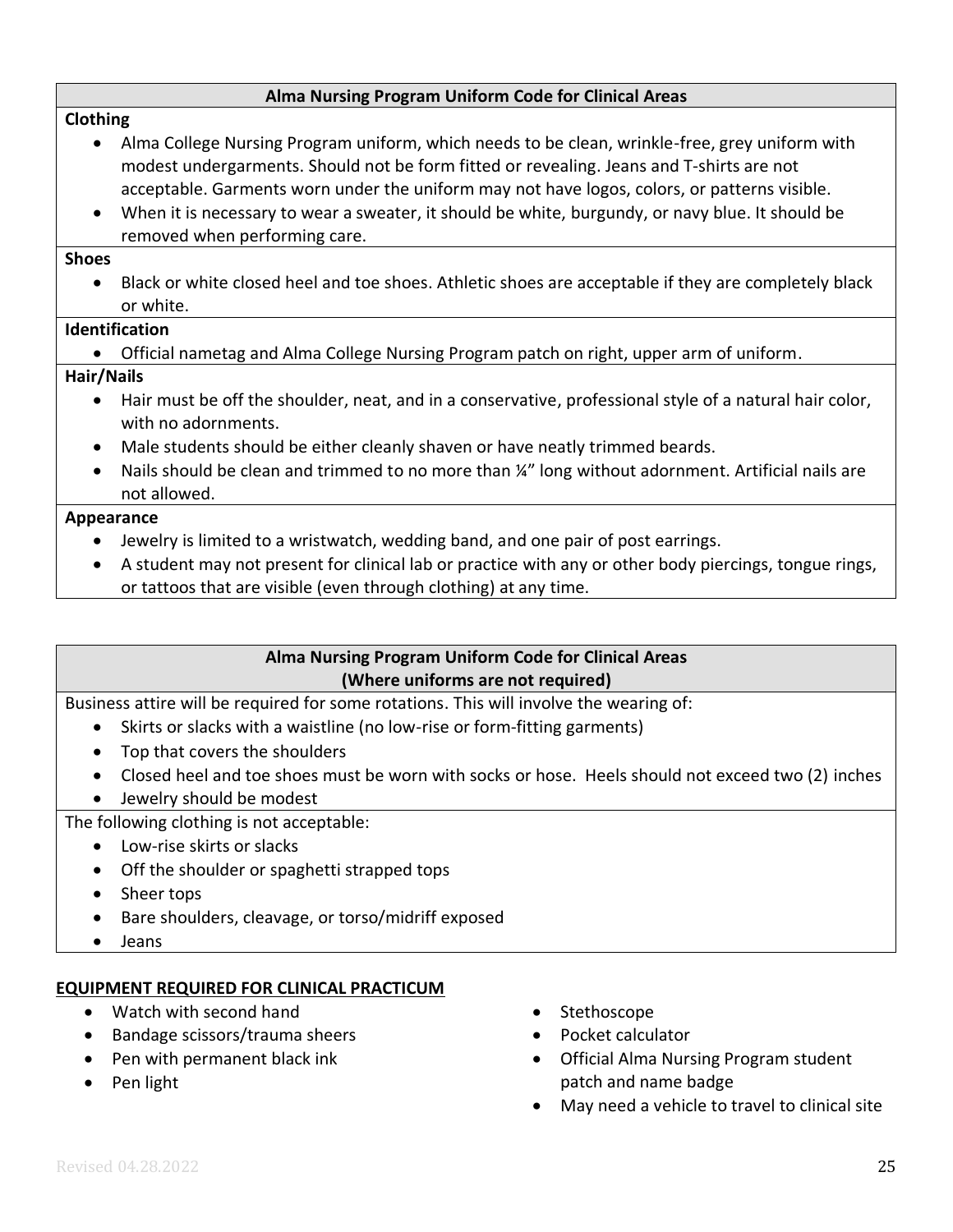## Alma Nursing Program Uniform Code for Clinical Areas

**Clothing**

- Alma College Nursing Program uniform, which needs to be clean, wrinkle-free, grey uniform with modest undergarments. Should not be form fitted or revealing. Jeans and T-shirts are not acceptable. Garments worn under the uniform may not have logos, colors, or patterns visible.
- When it is necessary to wear a sweater, it should be white, burgundy, or navy blue. It should be removed when performing care.

**Shoes**

- Black or white closed heel and toe shoes. Athletic shoes are acceptable if they are completely black or white.

**Identification**

- Official nametag and Alma College Nursing Program patch on right, upper arm of uniform.

**Hair/Nails**

- Hair must be off the shoulder, neat, and in a conservative, professional style of a natural hair color, with no adornments.
- Male students should be either cleanly shaven or have neatly trimmed beards.
- Nails should be clean and trimmed to no more than ¼" long without adornment. Artificial nails are not allowed.

**Appearance**

- Jewelry is limited to a wristwatch, wedding band, and one pair of post earrings.
- A student may not present for clinical lab or practice with any or other body piercings, tongue rings, or tattoos that are visible (even through clothing) at any time.

## Alma Nursing Program Uniform Code for Clinical Areas (Where uniforms are not required)

Business attire will be required for some rotations. This will involve the wearing of:

- Skirts or slacks with a waistline (no low-rise or form-fitting garments)
- Top that covers the shoulders
- Closed heel and toe shoes must be worn with socks or hose. Heels should not exceed two (2) inches
- Jewelry should be modest

The following clothing is not acceptable:

- Low-rise skirts or slacks
- Off the shoulder or spaghetti strapped tops
- Sheer tops
- Bare shoulders, cleavage, or torso/midriff exposed
- Jeans

## EQUIPMENT REQUIRED FOR CLINICAL PRACTICUM

- Watch with second hand
- Bandage scissors/trauma sheers
- Pen with permanent black ink
- Pen light
- Stethoscope
- Pocket calculator
- Official Alma Nursing Program student patch and name badge
- May need a vehicle to travel to clinical site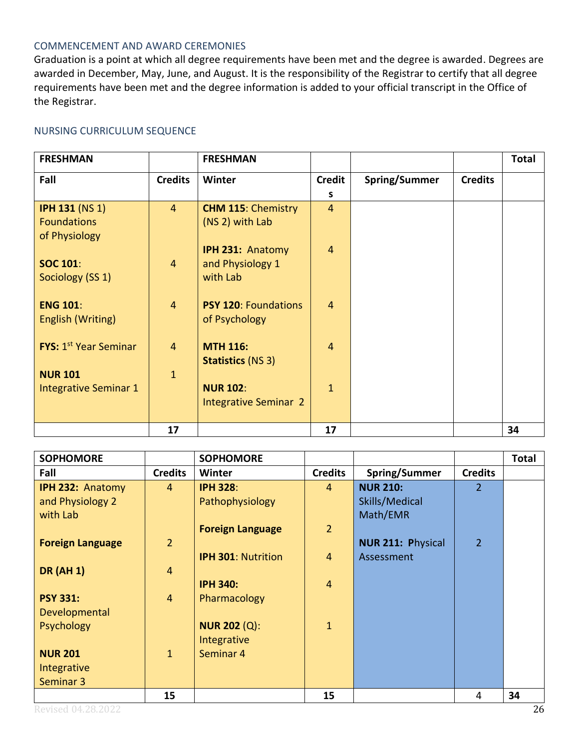## COMMENCEMENT AND AWARD CEREMONIES

Graduation is a point at which all degree requirements have been met and the degree is awarded. Degrees are awarded in December, May, June, and August. It is the responsibility of the Registrar to certify that all degree requirements have been met and the degree information is added to your official transcript in the Office of the Registrar.

## NURSING CURRICULUM SEQUENCE

| **FRESHMAN** | | **FRESHMAN** | | | | **Total** |
|---|---|---|---|---|---|---|
| **Fall** | **Credits** | **Winter** | **Credits** | **Spring/Summer** | **Credits** | |
| **IPH 131** (NS 1) Foundations of Physiology<br><br>**SOC 101**: Sociology (SS 1)<br><br>**ENG 101**: English (Writing)<br><br>**FYS:** 1st Year Seminar<br><br>**NUR 101** Integrative Seminar 1 | 4<br><br>4<br><br>4<br><br>4<br><br>1 | **CHM 115**: Chemistry (NS 2) with Lab<br><br>**IPH 231:** Anatomy and Physiology 1 with Lab<br><br>**PSY 120**: Foundations of Psychology<br><br>**MTH 116: Statistics** (NS 3)<br><br>**NUR 102**: Integrative Seminar 2 | 4<br><br>4<br><br>4<br><br>4<br><br>1 | | | |
| | **17** | | **17** | | | **34** |

| **SOPHOMORE** | | **SOPHOMORE** | | | | **Total** |
|---|---|---|---|---|---|---|
| **Fall** | **Credits** | **Winter** | **Credits** | **Spring/Summer** | **Credits** | |
| **IPH 232:** Anatomy and Physiology 2 with Lab<br><br>**Foreign Language**<br><br>**DR (AH 1)**<br><br>**PSY 331:** Developmental Psychology<br><br>**NUR 201** Integrative Seminar 3 | 4<br><br>2<br><br>4<br><br>4<br><br>1 | **IPH 328**: Pathophysiology<br><br>**Foreign Language**<br><br>**IPH 301**: Nutrition<br><br>**IPH 340:** Pharmacology<br><br>**NUR 202** (Q): Integrative Seminar 4 | 4<br><br>2<br><br>4<br><br>4<br><br>1 | **NUR 210:** Skills/Medical Math/EMR<br><br>**NUR 211: P**hysical Assessment | 2<br><br>2 | |
| | **15** | | **15** | | 4 | **34** |

Revised 04.28.2022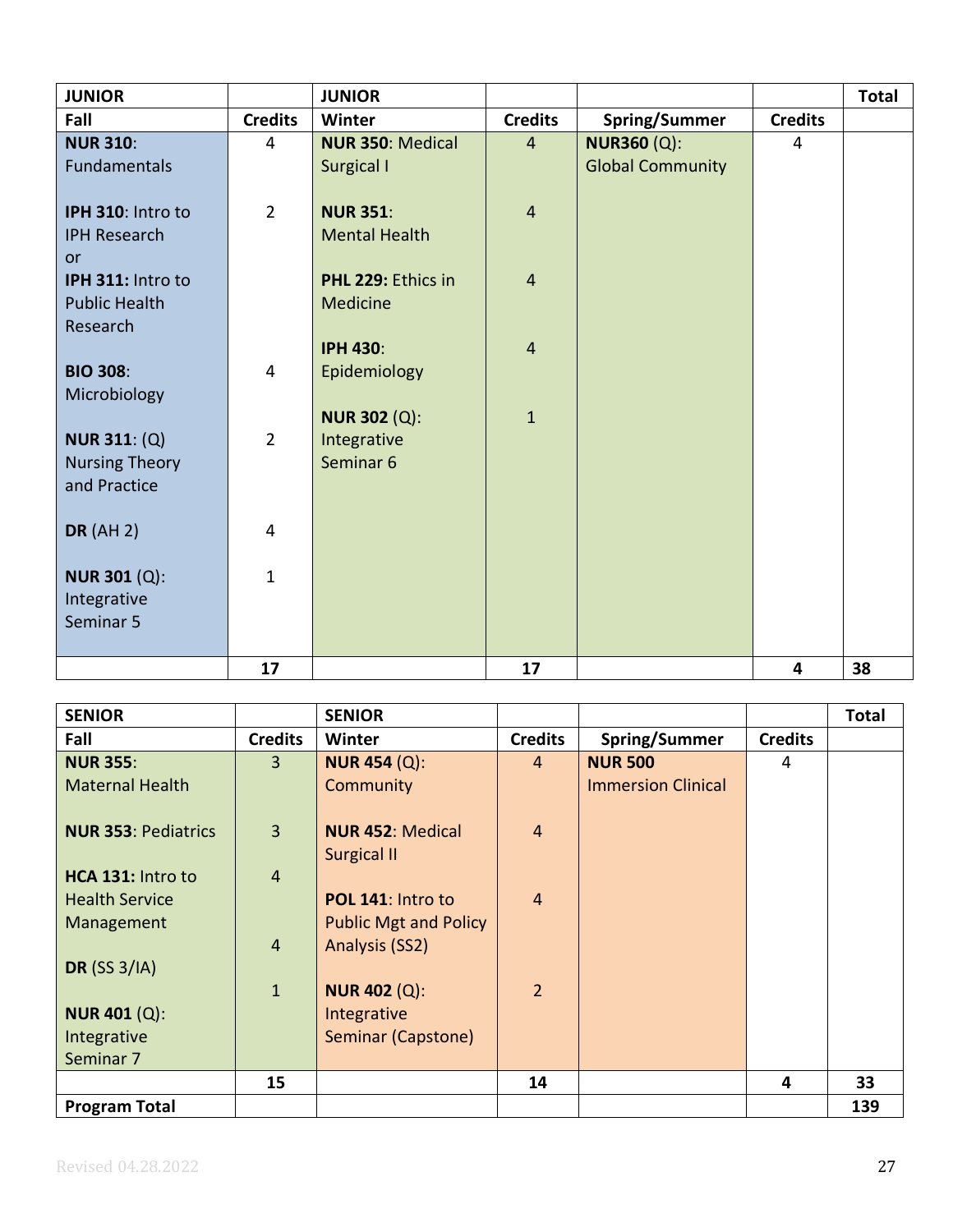| JUNIOR | | JUNIOR | | | | Total |
|---|---|---|---|---|---|---|
| Fall | Credits | Winter | Credits | Spring/Summer | Credits | |
| **NUR 310**: Fundamentals | 4 | **NUR 350**: Medical Surgical I | 4 | **NUR360** (Q): Global Community | 4 | |
| **IPH 310**: Intro to IPH Research or **IPH 311:** Intro to Public Health Research | 2 | **NUR 351**: Mental Health | 4 | | | |
| **BIO 308**: Microbiology | 4 | **PHL 229:** Ethics in Medicine | 4 | | | |
| **NUR 311**: (Q) Nursing Theory and Practice | 2 | **IPH 430**: Epidemiology | 4 | | | |
| **DR** (AH 2) | 4 | **NUR 302** (Q): Integrative Seminar 6 | 1 | | | |
| **NUR 301** (Q): Integrative Seminar 5 | 1 | | | | | |
| | **17** | | **17** | | **4** | **38** |

| SENIOR | | SENIOR | | | | Total |
|---|---|---|---|---|---|---|
| Fall | Credits | Winter | Credits | Spring/Summer | Credits | |
| **NUR 355**: Maternal Health | 3 | **NUR 454** (Q): Community | 4 | **NUR 500** Immersion Clinical | 4 | |
| **NUR 353**: Pediatrics | 3 | **NUR 452**: Medical Surgical II | 4 | | | |
| **HCA 131:** Intro to Health Service Management | 4 | **POL 141**: Intro to Public Mgt and Policy Analysis (SS2) | 4 | | | |
| **DR** (SS 3/IA) | 4 | **NUR 402** (Q): Integrative Seminar (Capstone) | 2 | | | |
| **NUR 401** (Q): Integrative Seminar 7 | 1 | | | | | |
| | **15** | | **14** | | **4** | **33** |
| **Program Total** | | | | | | **139** |

Revised 04.28.2022